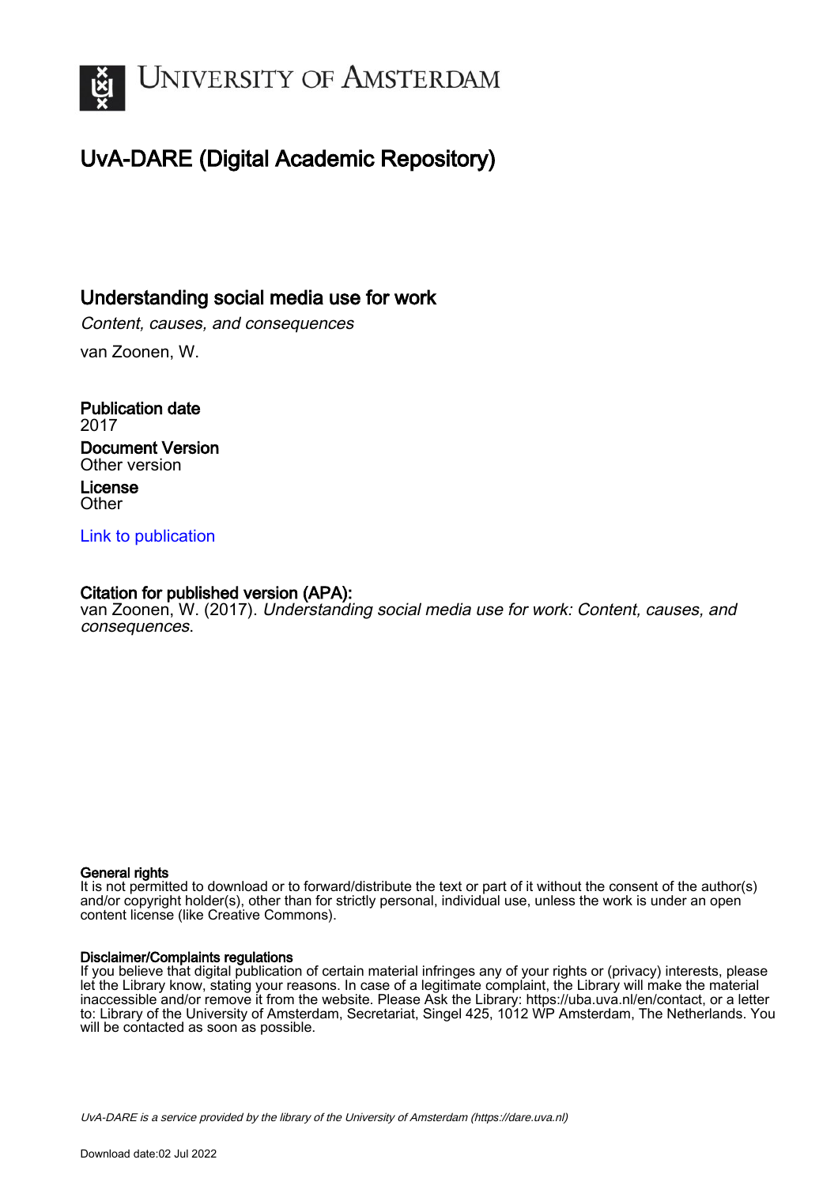UNIVERSITY OF AMSTERDAM

# UvA-DARE (Digital Academic Repository)

## Understanding social media use for work

*Content, causes, and consequences*

van Zoonen, W.

**Publication date**
2017

**Document Version**
Other version

**License**
Other

[Link to publication]

**Citation for published version (APA):**
van Zoonen, W. (2017). *Understanding social media use for work: Content, causes, and consequences*.

**General rights**
It is not permitted to download or to forward/distribute the text or part of it without the consent of the author(s) and/or copyright holder(s), other than for strictly personal, individual use, unless the work is under an open content license (like Creative Commons).

**Disclaimer/Complaints regulations**
If you believe that digital publication of certain material infringes any of your rights or (privacy) interests, please let the Library know, stating your reasons. In case of a legitimate complaint, the Library will make the material inaccessible and/or remove it from the website. Please Ask the Library: https://uba.uva.nl/en/contact, or a letter to: Library of the University of Amsterdam, Secretariat, Singel 425, 1012 WP Amsterdam, The Netherlands. You will be contacted as soon as possible.

*UvA-DARE is a service provided by the library of the University of Amsterdam (https://dare.uva.nl)*

Download date:02 Jul 2022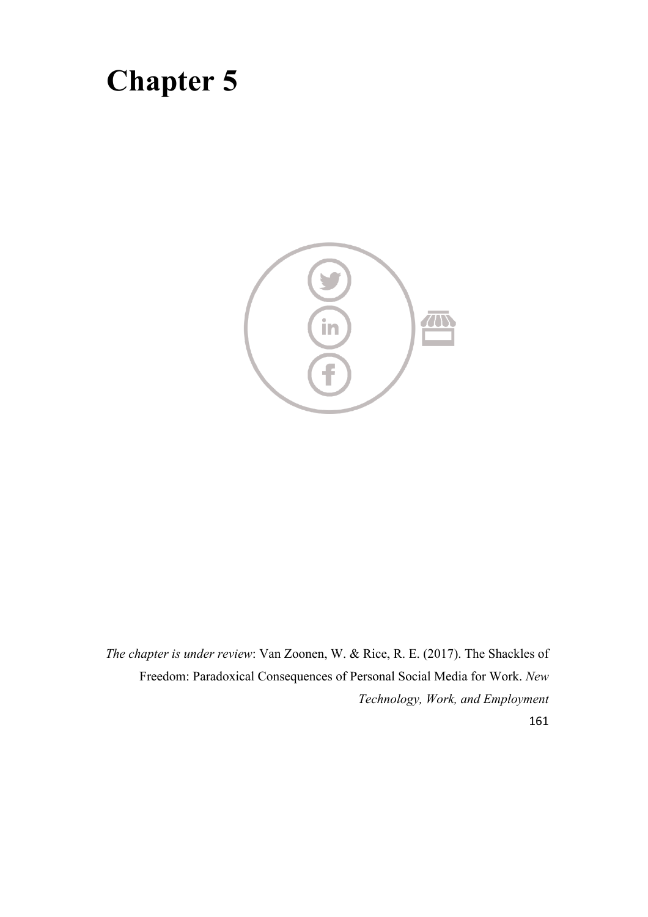# Chapter 5

*The chapter is under review*: Van Zoonen, W. & Rice, R. E. (2017). The Shackles of Freedom: Paradoxical Consequences of Personal Social Media for Work. *New Technology, Work, and Employment*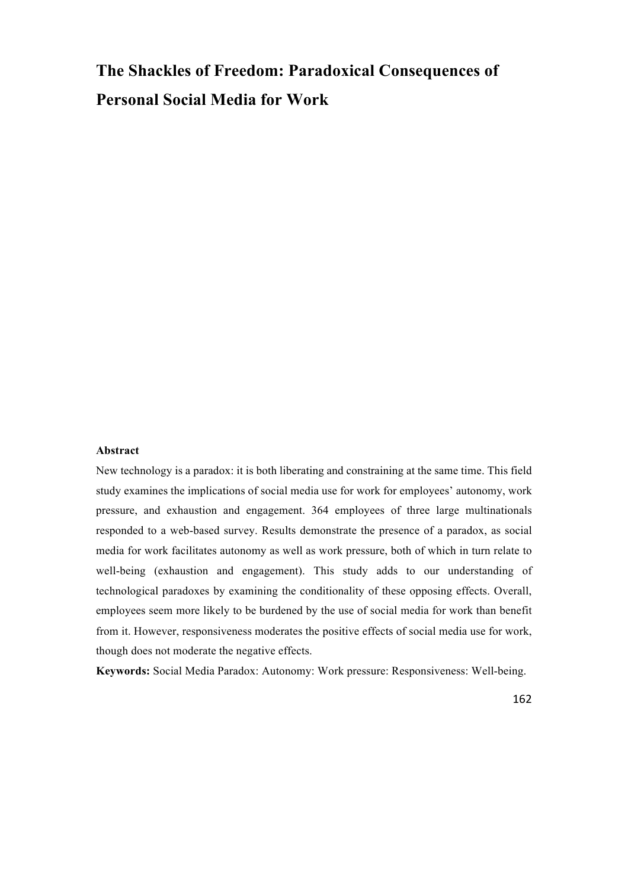# The Shackles of Freedom: Paradoxical Consequences of Personal Social Media for Work

**Abstract**

New technology is a paradox: it is both liberating and constraining at the same time. This field study examines the implications of social media use for work for employees' autonomy, work pressure, and exhaustion and engagement. 364 employees of three large multinationals responded to a web-based survey. Results demonstrate the presence of a paradox, as social media for work facilitates autonomy as well as work pressure, both of which in turn relate to well-being (exhaustion and engagement). This study adds to our understanding of technological paradoxes by examining the conditionality of these opposing effects. Overall, employees seem more likely to be burdened by the use of social media for work than benefit from it. However, responsiveness moderates the positive effects of social media use for work, though does not moderate the negative effects.

**Keywords:** Social Media Paradox: Autonomy: Work pressure: Responsiveness: Well-being.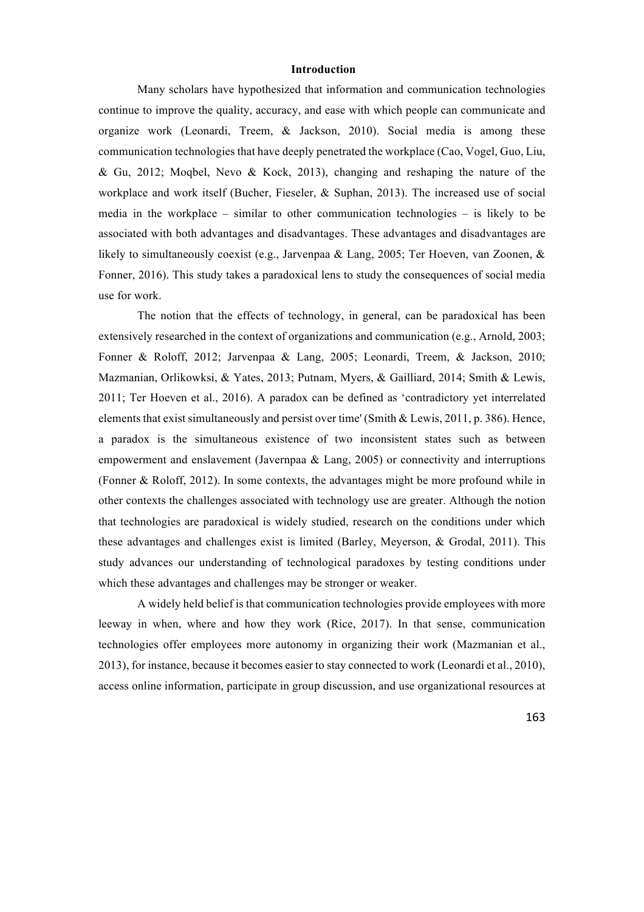## Introduction

Many scholars have hypothesized that information and communication technologies continue to improve the quality, accuracy, and ease with which people can communicate and organize work (Leonardi, Treem, & Jackson, 2010). Social media is among these communication technologies that have deeply penetrated the workplace (Cao, Vogel, Guo, Liu, & Gu, 2012; Moqbel, Nevo & Kock, 2013), changing and reshaping the nature of the workplace and work itself (Bucher, Fieseler, & Suphan, 2013). The increased use of social media in the workplace – similar to other communication technologies – is likely to be associated with both advantages and disadvantages. These advantages and disadvantages are likely to simultaneously coexist (e.g., Jarvenpaa & Lang, 2005; Ter Hoeven, van Zoonen, & Fonner, 2016). This study takes a paradoxical lens to study the consequences of social media use for work.

The notion that the effects of technology, in general, can be paradoxical has been extensively researched in the context of organizations and communication (e.g., Arnold, 2003; Fonner & Roloff, 2012; Jarvenpaa & Lang, 2005; Leonardi, Treem, & Jackson, 2010; Mazmanian, Orlikowksi, & Yates, 2013; Putnam, Myers, & Gailliard, 2014; Smith & Lewis, 2011; Ter Hoeven et al., 2016). A paradox can be defined as 'contradictory yet interrelated elements that exist simultaneously and persist over time' (Smith & Lewis, 2011, p. 386). Hence, a paradox is the simultaneous existence of two inconsistent states such as between empowerment and enslavement (Javernpaa & Lang, 2005) or connectivity and interruptions (Fonner & Roloff, 2012). In some contexts, the advantages might be more profound while in other contexts the challenges associated with technology use are greater. Although the notion that technologies are paradoxical is widely studied, research on the conditions under which these advantages and challenges exist is limited (Barley, Meyerson, & Grodal, 2011). This study advances our understanding of technological paradoxes by testing conditions under which these advantages and challenges may be stronger or weaker.

A widely held belief is that communication technologies provide employees with more leeway in when, where and how they work (Rice, 2017). In that sense, communication technologies offer employees more autonomy in organizing their work (Mazmanian et al., 2013), for instance, because it becomes easier to stay connected to work (Leonardi et al., 2010), access online information, participate in group discussion, and use organizational resources at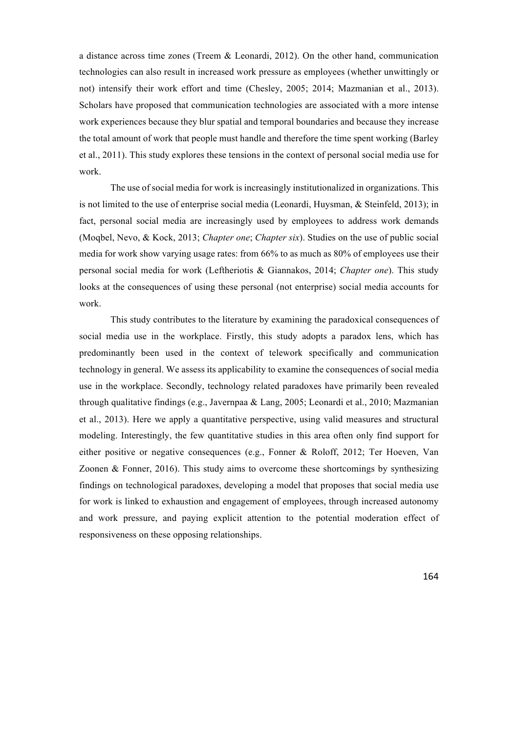a distance across time zones (Treem & Leonardi, 2012). On the other hand, communication technologies can also result in increased work pressure as employees (whether unwittingly or not) intensify their work effort and time (Chesley, 2005; 2014; Mazmanian et al., 2013). Scholars have proposed that communication technologies are associated with a more intense work experiences because they blur spatial and temporal boundaries and because they increase the total amount of work that people must handle and therefore the time spent working (Barley et al., 2011). This study explores these tensions in the context of personal social media use for work.

The use of social media for work is increasingly institutionalized in organizations. This is not limited to the use of enterprise social media (Leonardi, Huysman, & Steinfeld, 2013); in fact, personal social media are increasingly used by employees to address work demands (Moqbel, Nevo, & Kock, 2013; *Chapter one*; *Chapter six*). Studies on the use of public social media for work show varying usage rates: from 66% to as much as 80% of employees use their personal social media for work (Leftheriotis & Giannakos, 2014; *Chapter one*). This study looks at the consequences of using these personal (not enterprise) social media accounts for work.

This study contributes to the literature by examining the paradoxical consequences of social media use in the workplace. Firstly, this study adopts a paradox lens, which has predominantly been used in the context of telework specifically and communication technology in general. We assess its applicability to examine the consequences of social media use in the workplace. Secondly, technology related paradoxes have primarily been revealed through qualitative findings (e.g., Javernpaa & Lang, 2005; Leonardi et al., 2010; Mazmanian et al., 2013). Here we apply a quantitative perspective, using valid measures and structural modeling. Interestingly, the few quantitative studies in this area often only find support for either positive or negative consequences (e.g., Fonner & Roloff, 2012; Ter Hoeven, Van Zoonen & Fonner, 2016). This study aims to overcome these shortcomings by synthesizing findings on technological paradoxes, developing a model that proposes that social media use for work is linked to exhaustion and engagement of employees, through increased autonomy and work pressure, and paying explicit attention to the potential moderation effect of responsiveness on these opposing relationships.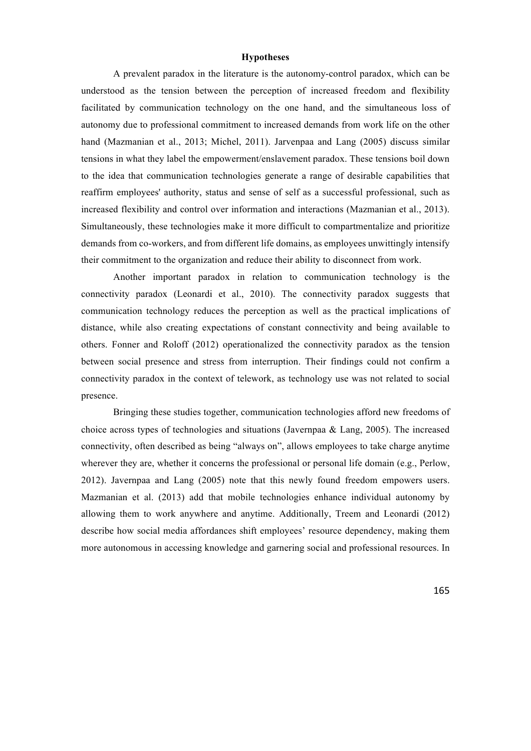### Hypotheses

A prevalent paradox in the literature is the autonomy-control paradox, which can be understood as the tension between the perception of increased freedom and flexibility facilitated by communication technology on the one hand, and the simultaneous loss of autonomy due to professional commitment to increased demands from work life on the other hand (Mazmanian et al., 2013; Michel, 2011). Jarvenpaa and Lang (2005) discuss similar tensions in what they label the empowerment/enslavement paradox. These tensions boil down to the idea that communication technologies generate a range of desirable capabilities that reaffirm employees' authority, status and sense of self as a successful professional, such as increased flexibility and control over information and interactions (Mazmanian et al., 2013). Simultaneously, these technologies make it more difficult to compartmentalize and prioritize demands from co-workers, and from different life domains, as employees unwittingly intensify their commitment to the organization and reduce their ability to disconnect from work.

Another important paradox in relation to communication technology is the connectivity paradox (Leonardi et al., 2010). The connectivity paradox suggests that communication technology reduces the perception as well as the practical implications of distance, while also creating expectations of constant connectivity and being available to others. Fonner and Roloff (2012) operationalized the connectivity paradox as the tension between social presence and stress from interruption. Their findings could not confirm a connectivity paradox in the context of telework, as technology use was not related to social presence.

Bringing these studies together, communication technologies afford new freedoms of choice across types of technologies and situations (Javernpaa & Lang, 2005). The increased connectivity, often described as being "always on", allows employees to take charge anytime wherever they are, whether it concerns the professional or personal life domain (e.g., Perlow, 2012). Javernpaa and Lang (2005) note that this newly found freedom empowers users. Mazmanian et al. (2013) add that mobile technologies enhance individual autonomy by allowing them to work anywhere and anytime. Additionally, Treem and Leonardi (2012) describe how social media affordances shift employees' resource dependency, making them more autonomous in accessing knowledge and garnering social and professional resources. In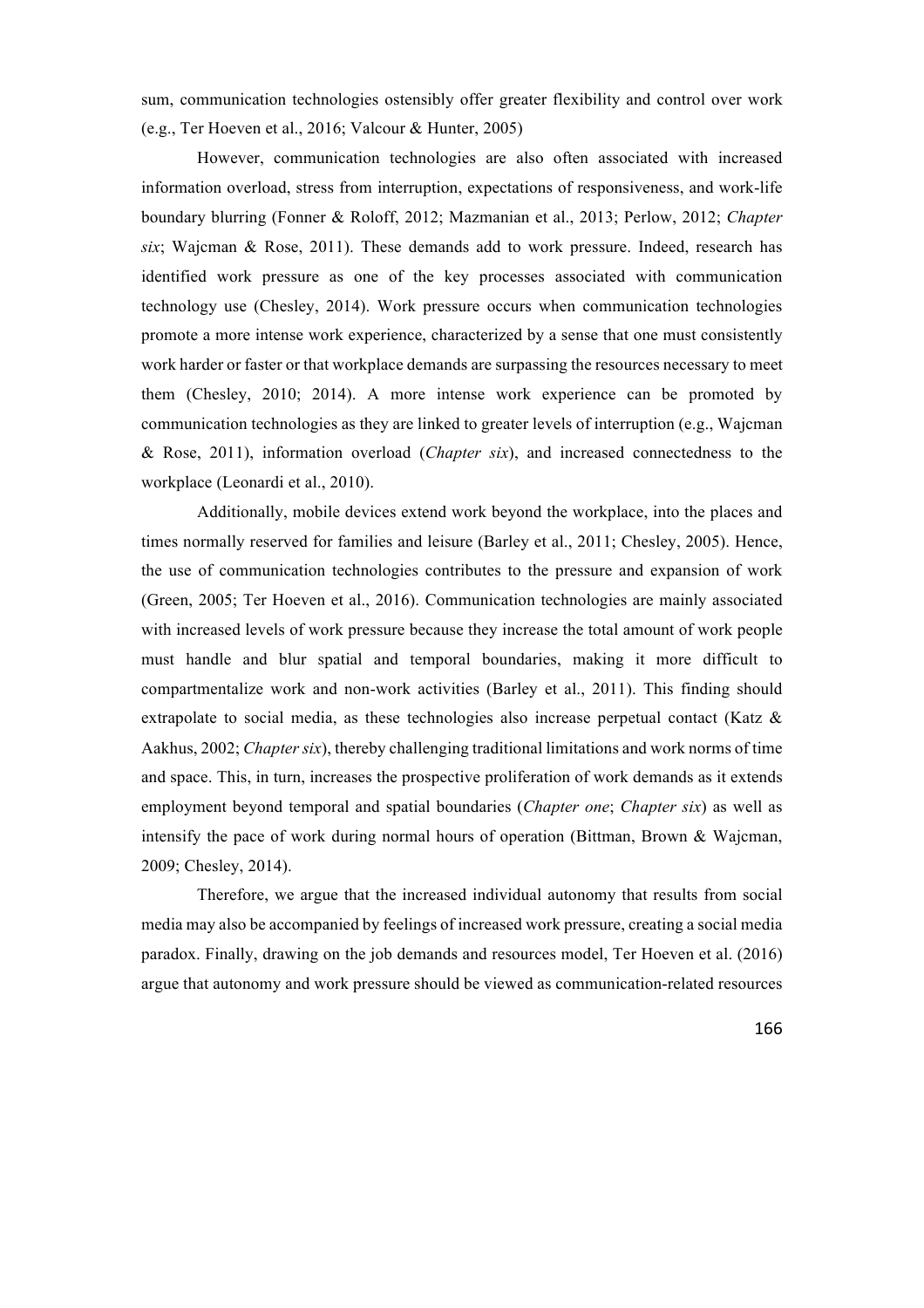sum, communication technologies ostensibly offer greater flexibility and control over work (e.g., Ter Hoeven et al., 2016; Valcour & Hunter, 2005)

However, communication technologies are also often associated with increased information overload, stress from interruption, expectations of responsiveness, and work-life boundary blurring (Fonner & Roloff, 2012; Mazmanian et al., 2013; Perlow, 2012; *Chapter six*; Wajcman & Rose, 2011). These demands add to work pressure. Indeed, research has identified work pressure as one of the key processes associated with communication technology use (Chesley, 2014). Work pressure occurs when communication technologies promote a more intense work experience, characterized by a sense that one must consistently work harder or faster or that workplace demands are surpassing the resources necessary to meet them (Chesley, 2010; 2014). A more intense work experience can be promoted by communication technologies as they are linked to greater levels of interruption (e.g., Wajcman & Rose, 2011), information overload (*Chapter six*), and increased connectedness to the workplace (Leonardi et al., 2010).

Additionally, mobile devices extend work beyond the workplace, into the places and times normally reserved for families and leisure (Barley et al., 2011; Chesley, 2005). Hence, the use of communication technologies contributes to the pressure and expansion of work (Green, 2005; Ter Hoeven et al., 2016). Communication technologies are mainly associated with increased levels of work pressure because they increase the total amount of work people must handle and blur spatial and temporal boundaries, making it more difficult to compartmentalize work and non-work activities (Barley et al., 2011). This finding should extrapolate to social media, as these technologies also increase perpetual contact (Katz & Aakhus, 2002; *Chapter six*), thereby challenging traditional limitations and work norms of time and space. This, in turn, increases the prospective proliferation of work demands as it extends employment beyond temporal and spatial boundaries (*Chapter one*; *Chapter six*) as well as intensify the pace of work during normal hours of operation (Bittman, Brown & Wajcman, 2009; Chesley, 2014).

Therefore, we argue that the increased individual autonomy that results from social media may also be accompanied by feelings of increased work pressure, creating a social media paradox. Finally, drawing on the job demands and resources model, Ter Hoeven et al. (2016) argue that autonomy and work pressure should be viewed as communication-related resources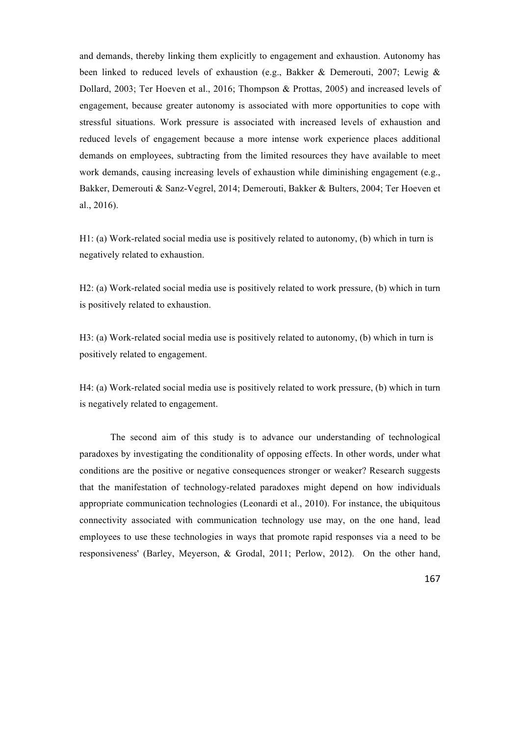and demands, thereby linking them explicitly to engagement and exhaustion. Autonomy has been linked to reduced levels of exhaustion (e.g., Bakker & Demerouti, 2007; Lewig & Dollard, 2003; Ter Hoeven et al., 2016; Thompson & Prottas, 2005) and increased levels of engagement, because greater autonomy is associated with more opportunities to cope with stressful situations. Work pressure is associated with increased levels of exhaustion and reduced levels of engagement because a more intense work experience places additional demands on employees, subtracting from the limited resources they have available to meet work demands, causing increasing levels of exhaustion while diminishing engagement (e.g., Bakker, Demerouti & Sanz-Vegrel, 2014; Demerouti, Bakker & Bulters, 2004; Ter Hoeven et al., 2016).

H1: (a) Work-related social media use is positively related to autonomy, (b) which in turn is negatively related to exhaustion.

H2: (a) Work-related social media use is positively related to work pressure, (b) which in turn is positively related to exhaustion.

H3: (a) Work-related social media use is positively related to autonomy, (b) which in turn is positively related to engagement.

H4: (a) Work-related social media use is positively related to work pressure, (b) which in turn is negatively related to engagement.

The second aim of this study is to advance our understanding of technological paradoxes by investigating the conditionality of opposing effects. In other words, under what conditions are the positive or negative consequences stronger or weaker? Research suggests that the manifestation of technology-related paradoxes might depend on how individuals appropriate communication technologies (Leonardi et al., 2010). For instance, the ubiquitous connectivity associated with communication technology use may, on the one hand, lead employees to use these technologies in ways that promote rapid responses via a need to be responsiveness' (Barley, Meyerson, & Grodal, 2011; Perlow, 2012). On the other hand,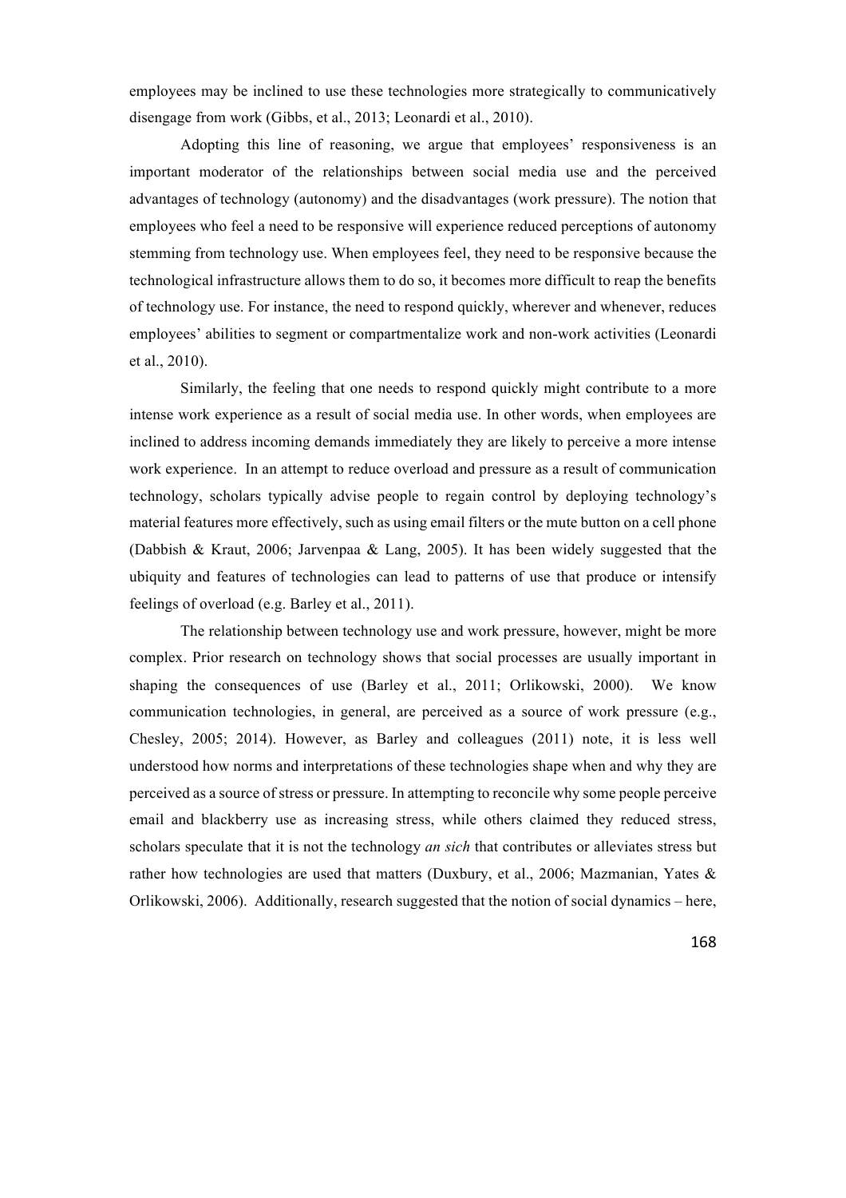employees may be inclined to use these technologies more strategically to communicatively disengage from work (Gibbs, et al., 2013; Leonardi et al., 2010).

Adopting this line of reasoning, we argue that employees' responsiveness is an important moderator of the relationships between social media use and the perceived advantages of technology (autonomy) and the disadvantages (work pressure). The notion that employees who feel a need to be responsive will experience reduced perceptions of autonomy stemming from technology use. When employees feel, they need to be responsive because the technological infrastructure allows them to do so, it becomes more difficult to reap the benefits of technology use. For instance, the need to respond quickly, wherever and whenever, reduces employees' abilities to segment or compartmentalize work and non-work activities (Leonardi et al., 2010).

Similarly, the feeling that one needs to respond quickly might contribute to a more intense work experience as a result of social media use. In other words, when employees are inclined to address incoming demands immediately they are likely to perceive a more intense work experience. In an attempt to reduce overload and pressure as a result of communication technology, scholars typically advise people to regain control by deploying technology's material features more effectively, such as using email filters or the mute button on a cell phone (Dabbish & Kraut, 2006; Jarvenpaa & Lang, 2005). It has been widely suggested that the ubiquity and features of technologies can lead to patterns of use that produce or intensify feelings of overload (e.g. Barley et al., 2011).

The relationship between technology use and work pressure, however, might be more complex. Prior research on technology shows that social processes are usually important in shaping the consequences of use (Barley et al., 2011; Orlikowski, 2000). We know communication technologies, in general, are perceived as a source of work pressure (e.g., Chesley, 2005; 2014). However, as Barley and colleagues (2011) note, it is less well understood how norms and interpretations of these technologies shape when and why they are perceived as a source of stress or pressure. In attempting to reconcile why some people perceive email and blackberry use as increasing stress, while others claimed they reduced stress, scholars speculate that it is not the technology *an sich* that contributes or alleviates stress but rather how technologies are used that matters (Duxbury, et al., 2006; Mazmanian, Yates & Orlikowski, 2006). Additionally, research suggested that the notion of social dynamics – here,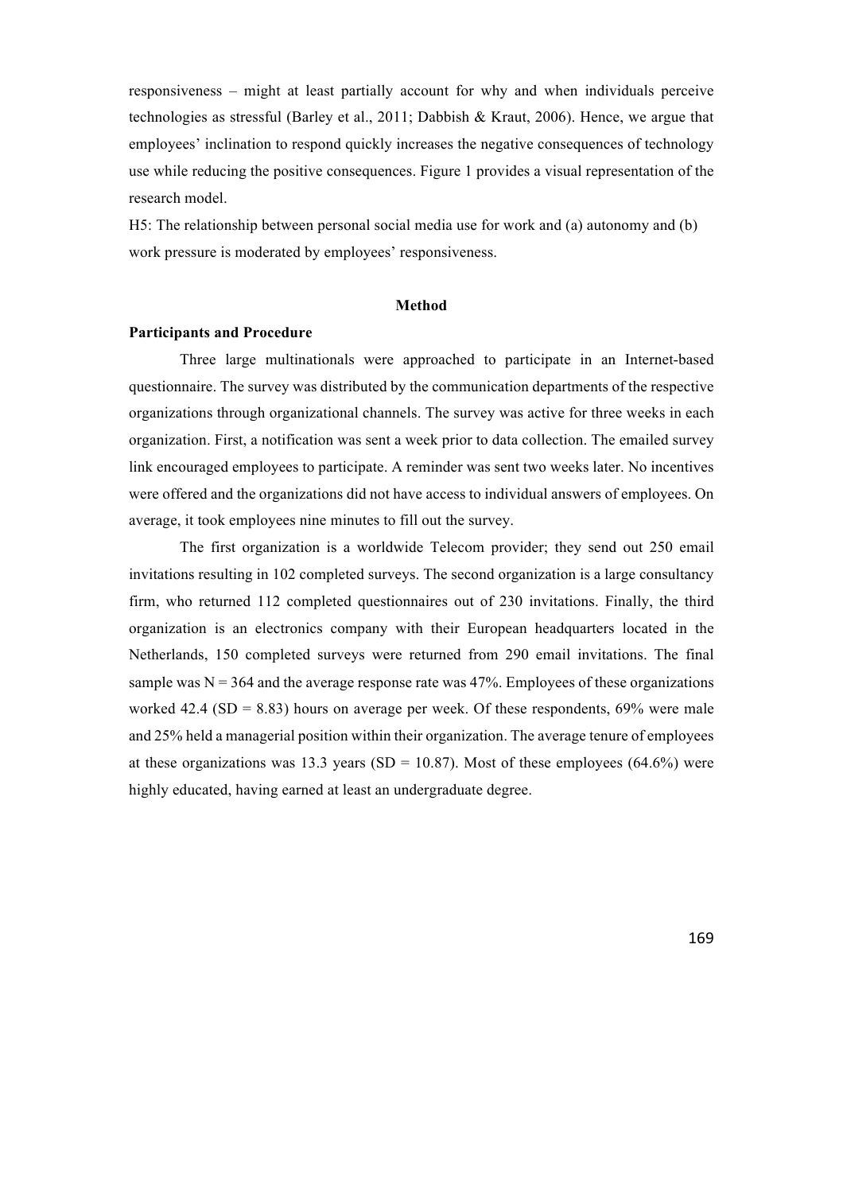responsiveness – might at least partially account for why and when individuals perceive technologies as stressful (Barley et al., 2011; Dabbish & Kraut, 2006). Hence, we argue that employees' inclination to respond quickly increases the negative consequences of technology use while reducing the positive consequences. Figure 1 provides a visual representation of the research model.

H5: The relationship between personal social media use for work and (a) autonomy and (b) work pressure is moderated by employees' responsiveness.

## Method

### Participants and Procedure

Three large multinationals were approached to participate in an Internet-based questionnaire. The survey was distributed by the communication departments of the respective organizations through organizational channels. The survey was active for three weeks in each organization. First, a notification was sent a week prior to data collection. The emailed survey link encouraged employees to participate. A reminder was sent two weeks later. No incentives were offered and the organizations did not have access to individual answers of employees. On average, it took employees nine minutes to fill out the survey.

The first organization is a worldwide Telecom provider; they send out 250 email invitations resulting in 102 completed surveys. The second organization is a large consultancy firm, who returned 112 completed questionnaires out of 230 invitations. Finally, the third organization is an electronics company with their European headquarters located in the Netherlands, 150 completed surveys were returned from 290 email invitations. The final sample was N = 364 and the average response rate was 47%. Employees of these organizations worked 42.4 (SD = 8.83) hours on average per week. Of these respondents, 69% were male and 25% held a managerial position within their organization. The average tenure of employees at these organizations was 13.3 years (SD = 10.87). Most of these employees (64.6%) were highly educated, having earned at least an undergraduate degree.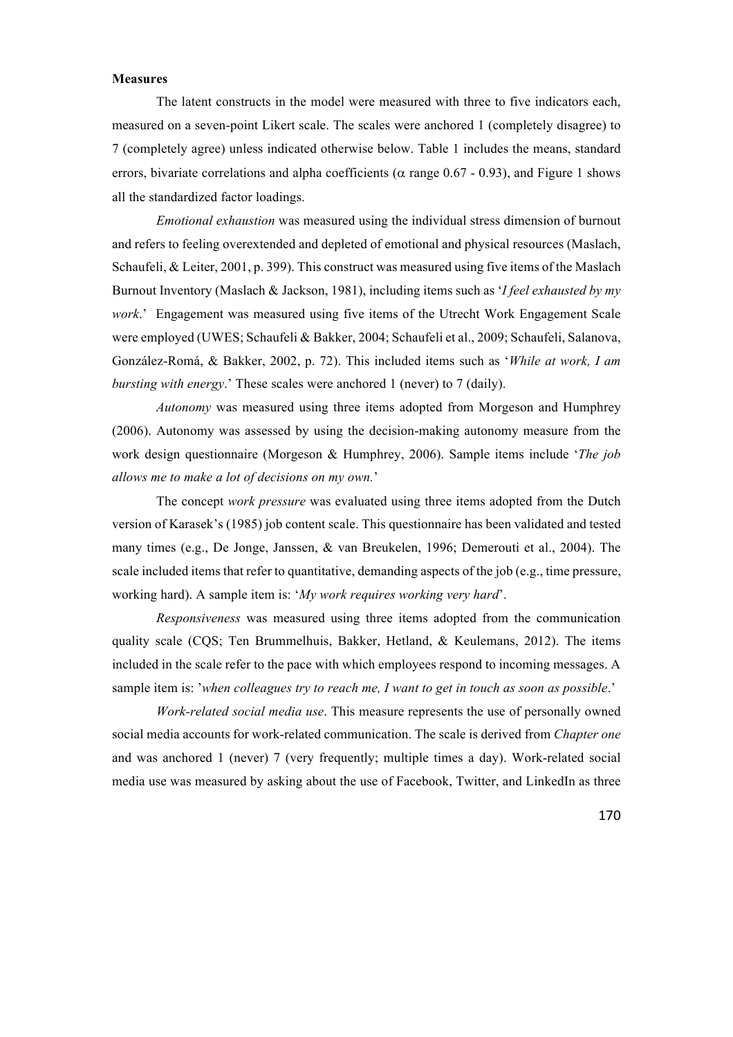**Measures**

The latent constructs in the model were measured with three to five indicators each, measured on a seven-point Likert scale. The scales were anchored 1 (completely disagree) to 7 (completely agree) unless indicated otherwise below. Table 1 includes the means, standard errors, bivariate correlations and alpha coefficients ($\alpha$ range 0.67 - 0.93), and Figure 1 shows all the standardized factor loadings.

*Emotional exhaustion* was measured using the individual stress dimension of burnout and refers to feeling overextended and depleted of emotional and physical resources (Maslach, Schaufeli, & Leiter, 2001, p. 399). This construct was measured using five items of the Maslach Burnout Inventory (Maslach & Jackson, 1981), including items such as '*I feel exhausted by my work*.' Engagement was measured using five items of the Utrecht Work Engagement Scale were employed (UWES; Schaufeli & Bakker, 2004; Schaufeli et al., 2009; Schaufeli, Salanova, González-Romá, & Bakker, 2002, p. 72). This included items such as '*While at work, I am bursting with energy*.' These scales were anchored 1 (never) to 7 (daily).

*Autonomy* was measured using three items adopted from Morgeson and Humphrey (2006). Autonomy was assessed by using the decision-making autonomy measure from the work design questionnaire (Morgeson & Humphrey, 2006). Sample items include '*The job allows me to make a lot of decisions on my own.*'

The concept *work pressure* was evaluated using three items adopted from the Dutch version of Karasek's (1985) job content scale. This questionnaire has been validated and tested many times (e.g., De Jonge, Janssen, & van Breukelen, 1996; Demerouti et al., 2004). The scale included items that refer to quantitative, demanding aspects of the job (e.g., time pressure, working hard). A sample item is: '*My work requires working very hard*'.

*Responsiveness* was measured using three items adopted from the communication quality scale (CQS; Ten Brummelhuis, Bakker, Hetland, & Keulemans, 2012). The items included in the scale refer to the pace with which employees respond to incoming messages. A sample item is: '*when colleagues try to reach me, I want to get in touch as soon as possible*.'

*Work-related social media use*. This measure represents the use of personally owned social media accounts for work-related communication. The scale is derived from *Chapter one* and was anchored 1 (never) 7 (very frequently; multiple times a day). Work-related social media use was measured by asking about the use of Facebook, Twitter, and LinkedIn as three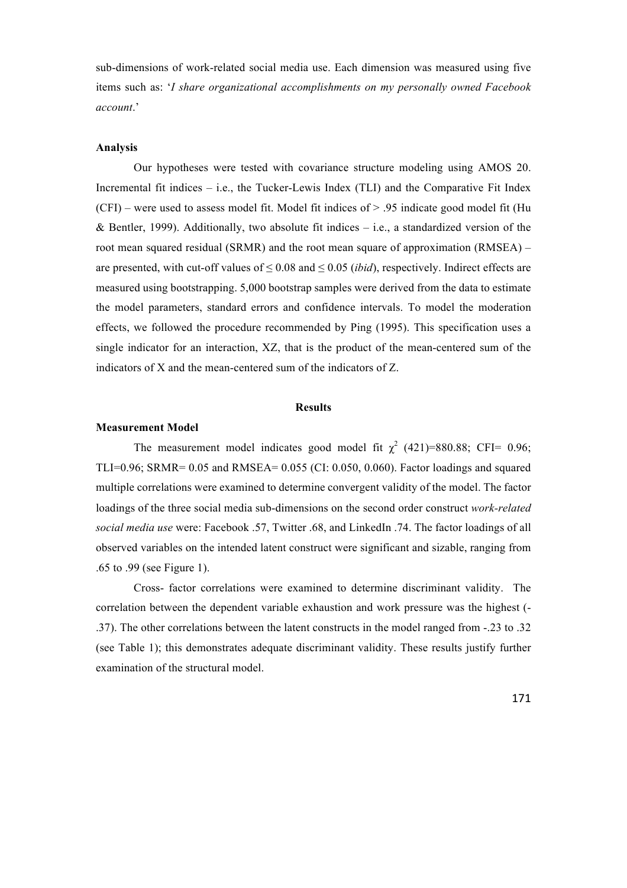sub-dimensions of work-related social media use. Each dimension was measured using five items such as: '*I share organizational accomplishments on my personally owned Facebook account*.'

**Analysis**

Our hypotheses were tested with covariance structure modeling using AMOS 20. Incremental fit indices – i.e., the Tucker-Lewis Index (TLI) and the Comparative Fit Index (CFI) – were used to assess model fit. Model fit indices of > .95 indicate good model fit (Hu & Bentler, 1999). Additionally, two absolute fit indices – i.e., a standardized version of the root mean squared residual (SRMR) and the root mean square of approximation (RMSEA) – are presented, with cut-off values of ≤ 0.08 and ≤ 0.05 (*ibid*), respectively. Indirect effects are measured using bootstrapping. 5,000 bootstrap samples were derived from the data to estimate the model parameters, standard errors and confidence intervals. To model the moderation effects, we followed the procedure recommended by Ping (1995). This specification uses a single indicator for an interaction, XZ, that is the product of the mean-centered sum of the indicators of X and the mean-centered sum of the indicators of Z.

## Results

**Measurement Model**

The measurement model indicates good model fit $\chi^2$ (421)=880.88; CFI= 0.96; TLI=0.96; SRMR= 0.05 and RMSEA= 0.055 (CI: 0.050, 0.060). Factor loadings and squared multiple correlations were examined to determine convergent validity of the model. The factor loadings of the three social media sub-dimensions on the second order construct *work-related social media use* were: Facebook .57, Twitter .68, and LinkedIn .74. The factor loadings of all observed variables on the intended latent construct were significant and sizable, ranging from .65 to .99 (see Figure 1).

Cross- factor correlations were examined to determine discriminant validity. The correlation between the dependent variable exhaustion and work pressure was the highest (-.37). The other correlations between the latent constructs in the model ranged from -.23 to .32 (see Table 1); this demonstrates adequate discriminant validity. These results justify further examination of the structural model.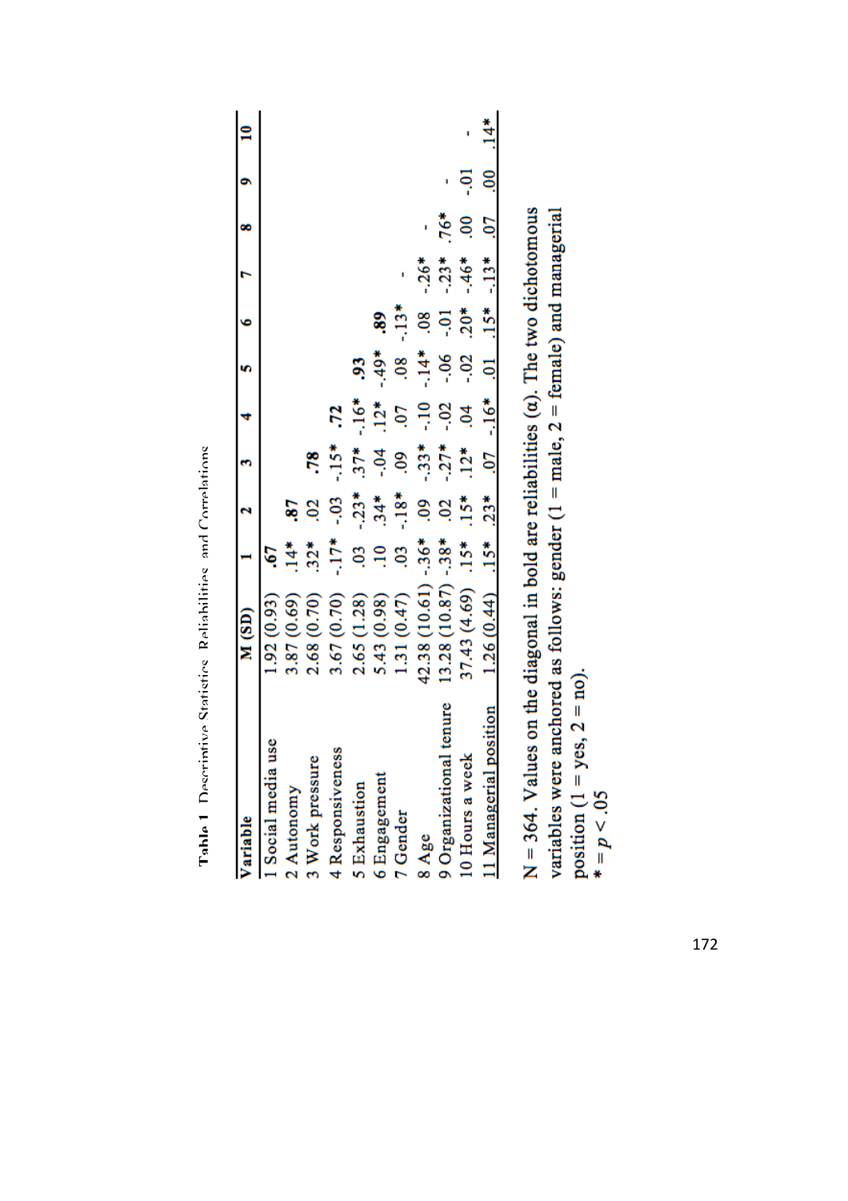**Table 1** Descriptive Statistics, Reliabilities, and Correlations

| Variable | M (SD) | 1 | 2 | 3 | 4 | 5 | 6 | 7 | 8 | 9 | 10 |
|---|---|---|---|---|---|---|---|---|---|---|---|
| 1 Social media use | 1.92 (0.93) | **.67** | | | | | | | | | |
| 2 Autonomy | 3.87 (0.69) | .14* | **.87** | | | | | | | | |
| 3 Work pressure | 2.68 (0.70) | .32* | .02 | **.78** | | | | | | | |
| 4 Responsiveness | 3.67 (0.70) | -.17* | -.03 | -.15* | **.72** | | | | | | |
| 5 Exhaustion | 2.65 (1.28) | .03 | -.23* | .37* | -.16* | **.93** | | | | | |
| 6 Engagement | 5.43 (0.98) | .10 | .34* | -.04 | .12* | -.49* | **.89** | | | | |
| 7 Gender | 1.31 (0.47) | .03 | -.18* | .09 | .07 | .08 | -.13* | - | | | |
| 8 Age | 42.38 (10.61) | -.36* | .09 | -.33* | -.10 | -.14* | .08 | -.26* | - | | |
| 9 Organizational tenure | 13.28 (10.87) | -.38* | .02 | -.27* | -.02 | -.06 | -.01 | -.23* | .76* | - | |
| 10 Hours a week | 37.43 (4.69) | .15* | .15* | .12* | .04 | -.02 | .20* | -.46* | .00 | -.01 | - |
| 11 Managerial position | 1.26 (0.44) | .15* | .23* | .07 | -.16* | .01 | .15* | -.13* | .07 | .00 | .14* |

N = 364. Values on the diagonal in bold are reliabilities (α). The two dichotomous variables were anchored as follows: gender (1 = male, 2 = female) and managerial position (1 = yes, 2 = no).

\* = $p < .05$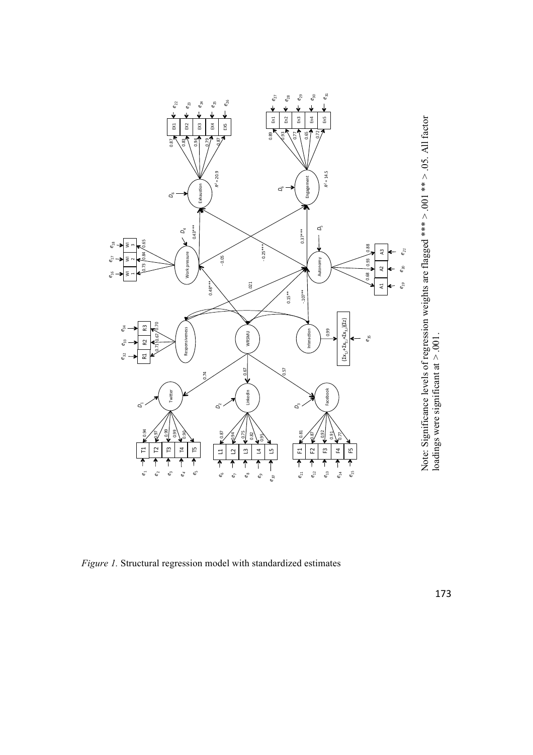Note: Significance levels of regression weights are flagged *** > .001 ** > .05. All factor loadings were significant at > .001.

*Figure 1.* Structural regression model with standardized estimates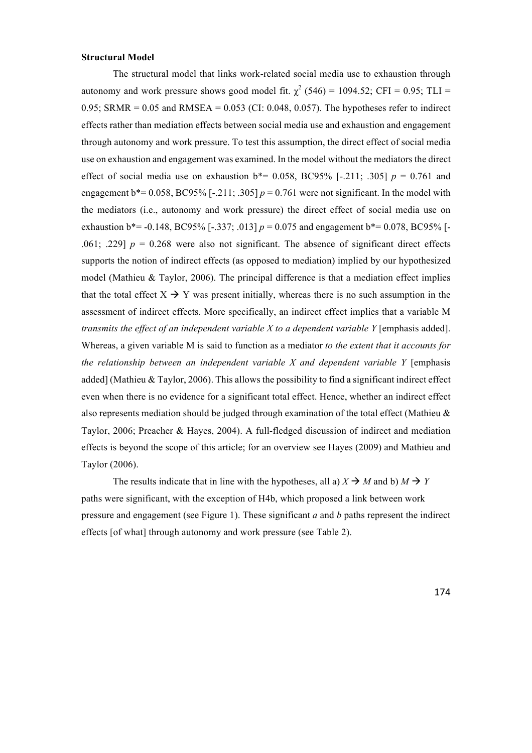**Structural Model**

The structural model that links work-related social media use to exhaustion through autonomy and work pressure shows good model fit. $\chi^2$ (546) = 1094.52; CFI = 0.95; TLI = 0.95; SRMR = 0.05 and RMSEA = 0.053 (CI: 0.048, 0.057). The hypotheses refer to indirect effects rather than mediation effects between social media use and exhaustion and engagement through autonomy and work pressure. To test this assumption, the direct effect of social media use on exhaustion and engagement was examined. In the model without the mediators the direct effect of social media use on exhaustion b*= 0.058, BC95% [-.211; .305] $p$ = 0.761 and engagement b*= 0.058, BC95% [-.211; .305] $p$ = 0.761 were not significant. In the model with the mediators (i.e., autonomy and work pressure) the direct effect of social media use on exhaustion b*= -0.148, BC95% [-.337; .013] $p$ = 0.075 and engagement b*= 0.078, BC95% [-.061; .229] $p$ = 0.268 were also not significant. The absence of significant direct effects supports the notion of indirect effects (as opposed to mediation) implied by our hypothesized model (Mathieu & Taylor, 2006). The principal difference is that a mediation effect implies that the total effect X → Y was present initially, whereas there is no such assumption in the assessment of indirect effects. More specifically, an indirect effect implies that a variable M *transmits the effect of an independent variable X to a dependent variable Y* [emphasis added]. Whereas, a given variable M is said to function as a mediator *to the extent that it accounts for the relationship between an independent variable X and dependent variable Y* [emphasis added] (Mathieu & Taylor, 2006). This allows the possibility to find a significant indirect effect even when there is no evidence for a significant total effect. Hence, whether an indirect effect also represents mediation should be judged through examination of the total effect (Mathieu & Taylor, 2006; Preacher & Hayes, 2004). A full-fledged discussion of indirect and mediation effects is beyond the scope of this article; for an overview see Hayes (2009) and Mathieu and Taylor (2006).

The results indicate that in line with the hypotheses, all a) *X* → *M* and b) *M* → *Y* paths were significant, with the exception of H4b, which proposed a link between work pressure and engagement (see Figure 1). These significant *a* and *b* paths represent the indirect effects [of what] through autonomy and work pressure (see Table 2).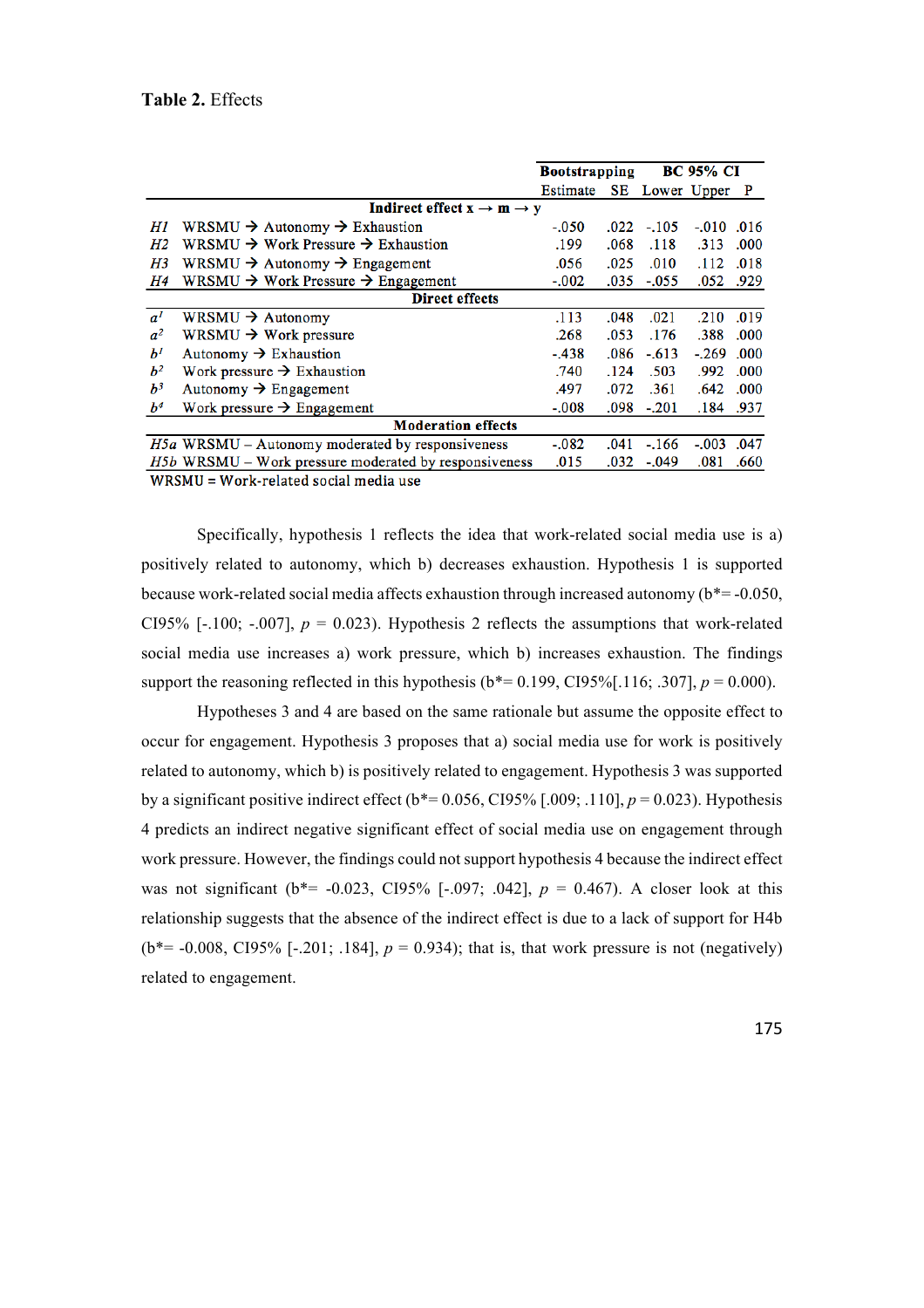**Table 2.** Effects

| | | Bootstrapping | | BC 95% CI | | |
|---|---|---|---|---|---|---|
| | | Estimate | SE | Lower | Upper | P |
| | **Indirect effect x → m → y** | | | | | |
| *H1* | WRSMU → Autonomy → Exhaustion | -.050 | .022 | -.105 | -.010 | .016 |
| *H2* | WRSMU → Work Pressure → Exhaustion | .199 | .068 | .118 | .313 | .000 |
| *H3* | WRSMU → Autonomy → Engagement | .056 | .025 | .010 | .112 | .018 |
| *H4* | WRSMU → Work Pressure → Engagement | -.002 | .035 | -.055 | .052 | .929 |
| | **Direct effects** | | | | | |
| $a^1$ | WRSMU → Autonomy | .113 | .048 | .021 | .210 | .019 |
| $a^2$ | WRSMU → Work pressure | .268 | .053 | .176 | .388 | .000 |
| $b^1$ | Autonomy → Exhaustion | -.438 | .086 | -.613 | -.269 | .000 |
| $b^2$ | Work pressure → Exhaustion | .740 | .124 | .503 | .992 | .000 |
| $b^3$ | Autonomy → Engagement | .497 | .072 | .361 | .642 | .000 |
| $b^4$ | Work pressure → Engagement | -.008 | .098 | -.201 | .184 | .937 |
| | **Moderation effects** | | | | | |
| *H5a* | WRSMU – Autonomy moderated by responsiveness | -.082 | .041 | -.166 | -.003 | .047 |
| *H5b* | WRSMU – Work pressure moderated by responsiveness | .015 | .032 | -.049 | .081 | .660 |

WRSMU = Work-related social media use

Specifically, hypothesis 1 reflects the idea that work-related social media use is a) positively related to autonomy, which b) decreases exhaustion. Hypothesis 1 is supported because work-related social media affects exhaustion through increased autonomy (b*= -0.050, CI95% [-.100; -.007], $p$ = 0.023). Hypothesis 2 reflects the assumptions that work-related social media use increases a) work pressure, which b) increases exhaustion. The findings support the reasoning reflected in this hypothesis (b*= 0.199, CI95%[.116; .307], $p$ = 0.000).

Hypotheses 3 and 4 are based on the same rationale but assume the opposite effect to occur for engagement. Hypothesis 3 proposes that a) social media use for work is positively related to autonomy, which b) is positively related to engagement. Hypothesis 3 was supported by a significant positive indirect effect (b*= 0.056, CI95% [.009; .110], $p$ = 0.023). Hypothesis 4 predicts an indirect negative significant effect of social media use on engagement through work pressure. However, the findings could not support hypothesis 4 because the indirect effect was not significant (b*= -0.023, CI95% [-.097; .042], $p$ = 0.467). A closer look at this relationship suggests that the absence of the indirect effect is due to a lack of support for H4b (b*= -0.008, CI95% [-.201; .184], $p$ = 0.934); that is, that work pressure is not (negatively) related to engagement.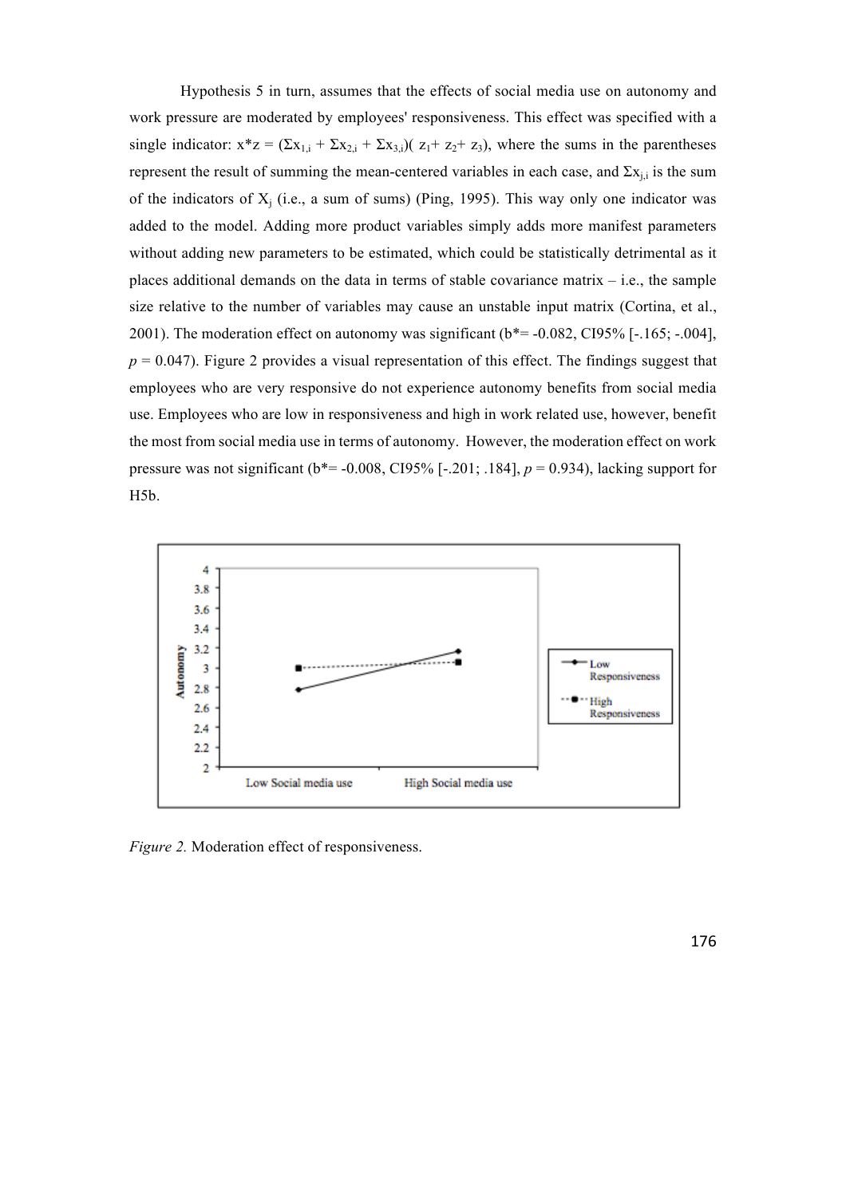Hypothesis 5 in turn, assumes that the effects of social media use on autonomy and work pressure are moderated by employees' responsiveness. This effect was specified with a single indicator: $x*z = (\Sigma x_{1,i} + \Sigma x_{2,i} + \Sigma x_{3,i})(z_1 + z_2 + z_3)$, where the sums in the parentheses represent the result of summing the mean-centered variables in each case, and $\Sigma x_{j,i}$ is the sum of the indicators of $X_j$ (i.e., a sum of sums) (Ping, 1995). This way only one indicator was added to the model. Adding more product variables simply adds more manifest parameters without adding new parameters to be estimated, which could be statistically detrimental as it places additional demands on the data in terms of stable covariance matrix – i.e., the sample size relative to the number of variables may cause an unstable input matrix (Cortina, et al., 2001). The moderation effect on autonomy was significant ($b^*$= -0.082, CI95% [-.165; -.004], $p$ = 0.047). Figure 2 provides a visual representation of this effect. The findings suggest that employees who are very responsive do not experience autonomy benefits from social media use. Employees who are low in responsiveness and high in work related use, however, benefit the most from social media use in terms of autonomy. However, the moderation effect on work pressure was not significant ($b^*$= -0.008, CI95% [-.201; .184], $p$ = 0.934), lacking support for H5b.

*Figure 2.* Moderation effect of responsiveness.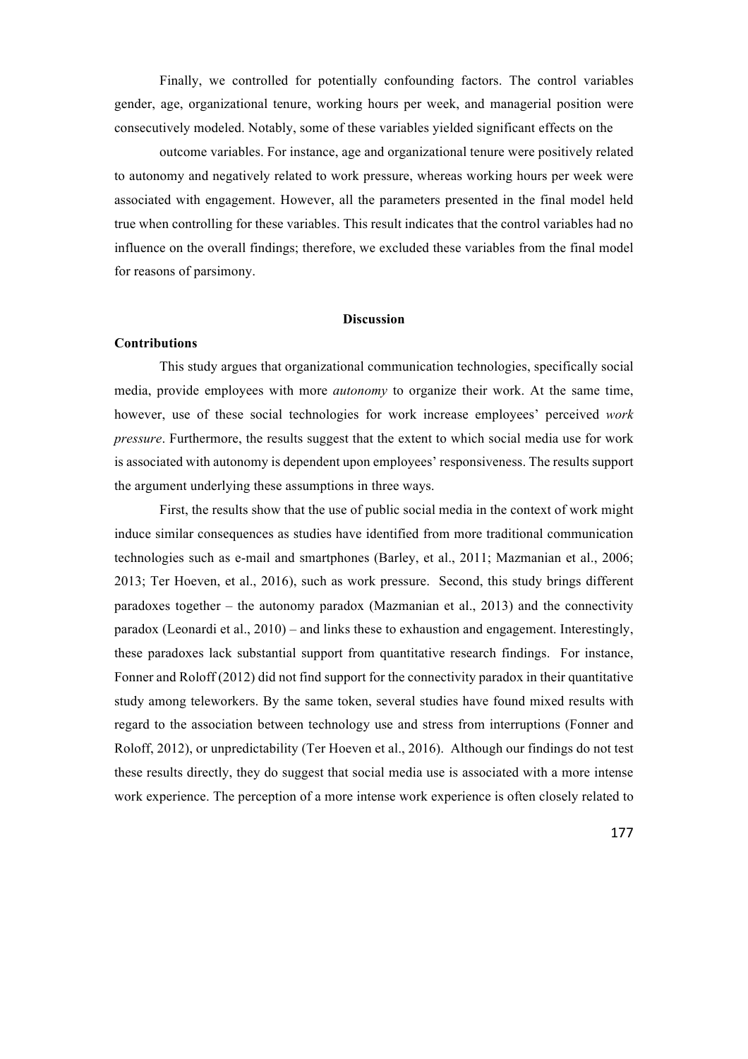Finally, we controlled for potentially confounding factors. The control variables gender, age, organizational tenure, working hours per week, and managerial position were consecutively modeled. Notably, some of these variables yielded significant effects on the

outcome variables. For instance, age and organizational tenure were positively related to autonomy and negatively related to work pressure, whereas working hours per week were associated with engagement. However, all the parameters presented in the final model held true when controlling for these variables. This result indicates that the control variables had no influence on the overall findings; therefore, we excluded these variables from the final model for reasons of parsimony.

## Discussion

### Contributions

This study argues that organizational communication technologies, specifically social media, provide employees with more *autonomy* to organize their work. At the same time, however, use of these social technologies for work increase employees' perceived *work pressure*. Furthermore, the results suggest that the extent to which social media use for work is associated with autonomy is dependent upon employees' responsiveness. The results support the argument underlying these assumptions in three ways.

First, the results show that the use of public social media in the context of work might induce similar consequences as studies have identified from more traditional communication technologies such as e-mail and smartphones (Barley, et al., 2011; Mazmanian et al., 2006; 2013; Ter Hoeven, et al., 2016), such as work pressure. Second, this study brings different paradoxes together – the autonomy paradox (Mazmanian et al., 2013) and the connectivity paradox (Leonardi et al., 2010) – and links these to exhaustion and engagement. Interestingly, these paradoxes lack substantial support from quantitative research findings. For instance, Fonner and Roloff (2012) did not find support for the connectivity paradox in their quantitative study among teleworkers. By the same token, several studies have found mixed results with regard to the association between technology use and stress from interruptions (Fonner and Roloff, 2012), or unpredictability (Ter Hoeven et al., 2016). Although our findings do not test these results directly, they do suggest that social media use is associated with a more intense work experience. The perception of a more intense work experience is often closely related to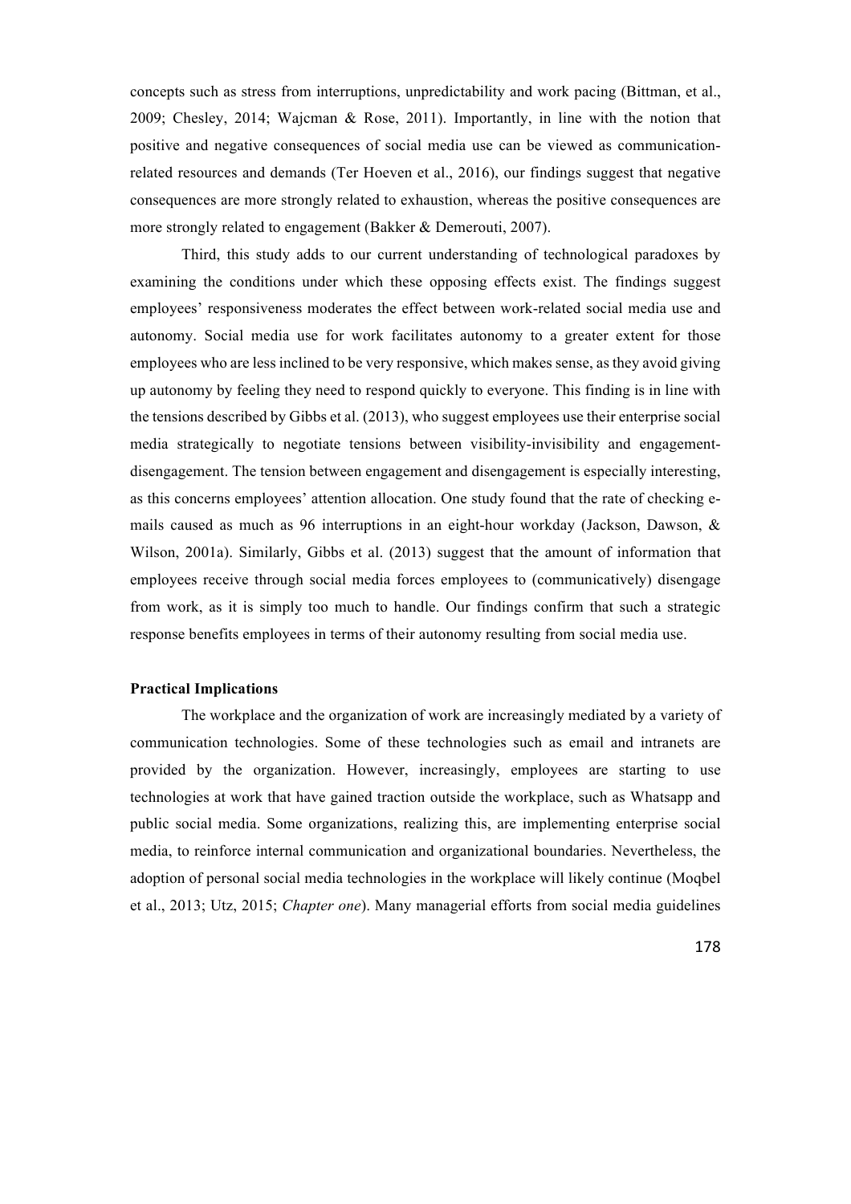concepts such as stress from interruptions, unpredictability and work pacing (Bittman, et al., 2009; Chesley, 2014; Wajcman & Rose, 2011). Importantly, in line with the notion that positive and negative consequences of social media use can be viewed as communication-related resources and demands (Ter Hoeven et al., 2016), our findings suggest that negative consequences are more strongly related to exhaustion, whereas the positive consequences are more strongly related to engagement (Bakker & Demerouti, 2007).

Third, this study adds to our current understanding of technological paradoxes by examining the conditions under which these opposing effects exist. The findings suggest employees' responsiveness moderates the effect between work-related social media use and autonomy. Social media use for work facilitates autonomy to a greater extent for those employees who are less inclined to be very responsive, which makes sense, as they avoid giving up autonomy by feeling they need to respond quickly to everyone. This finding is in line with the tensions described by Gibbs et al. (2013), who suggest employees use their enterprise social media strategically to negotiate tensions between visibility-invisibility and engagement-disengagement. The tension between engagement and disengagement is especially interesting, as this concerns employees' attention allocation. One study found that the rate of checking e-mails caused as much as 96 interruptions in an eight-hour workday (Jackson, Dawson, & Wilson, 2001a). Similarly, Gibbs et al. (2013) suggest that the amount of information that employees receive through social media forces employees to (communicatively) disengage from work, as it is simply too much to handle. Our findings confirm that such a strategic response benefits employees in terms of their autonomy resulting from social media use.

**Practical Implications**

The workplace and the organization of work are increasingly mediated by a variety of communication technologies. Some of these technologies such as email and intranets are provided by the organization. However, increasingly, employees are starting to use technologies at work that have gained traction outside the workplace, such as Whatsapp and public social media. Some organizations, realizing this, are implementing enterprise social media, to reinforce internal communication and organizational boundaries. Nevertheless, the adoption of personal social media technologies in the workplace will likely continue (Moqbel et al., 2013; Utz, 2015; *Chapter one*). Many managerial efforts from social media guidelines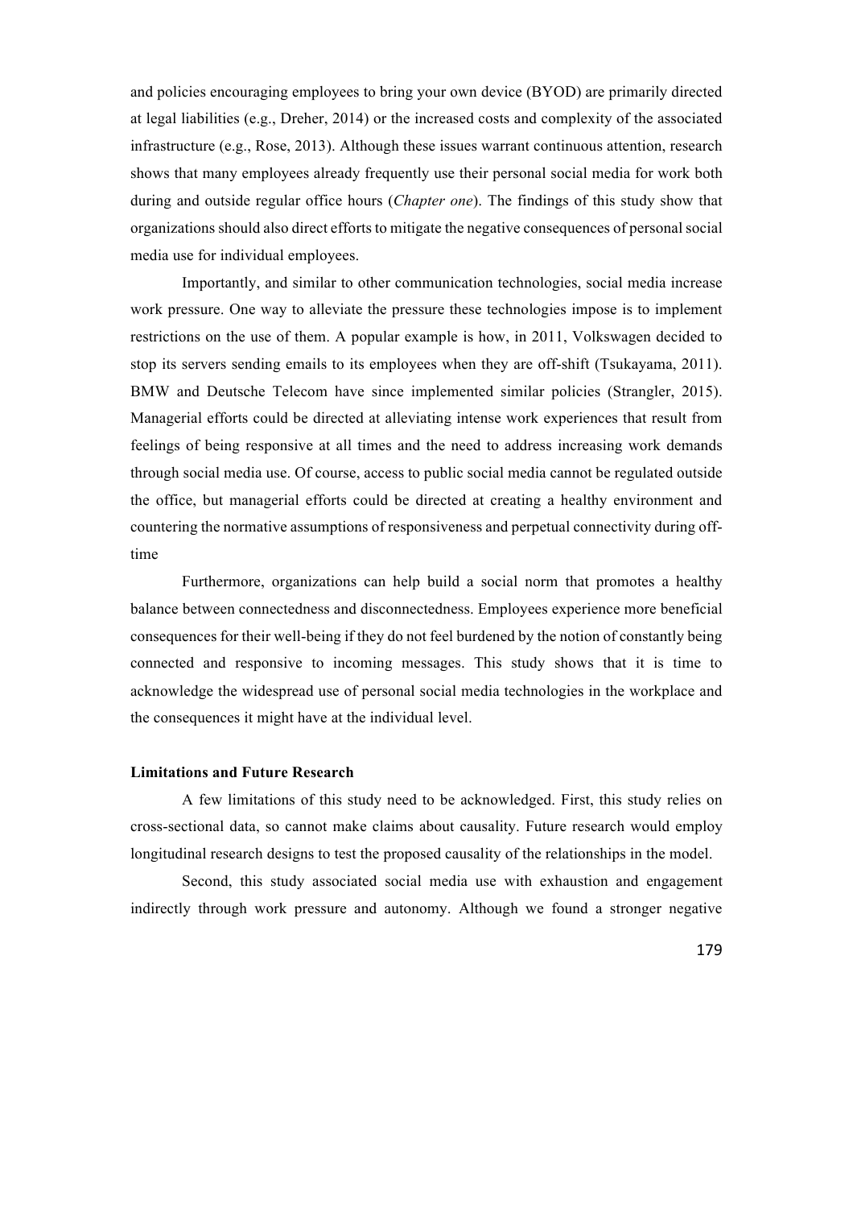and policies encouraging employees to bring your own device (BYOD) are primarily directed at legal liabilities (e.g., Dreher, 2014) or the increased costs and complexity of the associated infrastructure (e.g., Rose, 2013). Although these issues warrant continuous attention, research shows that many employees already frequently use their personal social media for work both during and outside regular office hours (*Chapter one*). The findings of this study show that organizations should also direct efforts to mitigate the negative consequences of personal social media use for individual employees.

Importantly, and similar to other communication technologies, social media increase work pressure. One way to alleviate the pressure these technologies impose is to implement restrictions on the use of them. A popular example is how, in 2011, Volkswagen decided to stop its servers sending emails to its employees when they are off-shift (Tsukayama, 2011). BMW and Deutsche Telecom have since implemented similar policies (Strangler, 2015). Managerial efforts could be directed at alleviating intense work experiences that result from feelings of being responsive at all times and the need to address increasing work demands through social media use. Of course, access to public social media cannot be regulated outside the office, but managerial efforts could be directed at creating a healthy environment and countering the normative assumptions of responsiveness and perpetual connectivity during off-time

Furthermore, organizations can help build a social norm that promotes a healthy balance between connectedness and disconnectedness. Employees experience more beneficial consequences for their well-being if they do not feel burdened by the notion of constantly being connected and responsive to incoming messages. This study shows that it is time to acknowledge the widespread use of personal social media technologies in the workplace and the consequences it might have at the individual level.

### Limitations and Future Research

A few limitations of this study need to be acknowledged. First, this study relies on cross-sectional data, so cannot make claims about causality. Future research would employ longitudinal research designs to test the proposed causality of the relationships in the model.

Second, this study associated social media use with exhaustion and engagement indirectly through work pressure and autonomy. Although we found a stronger negative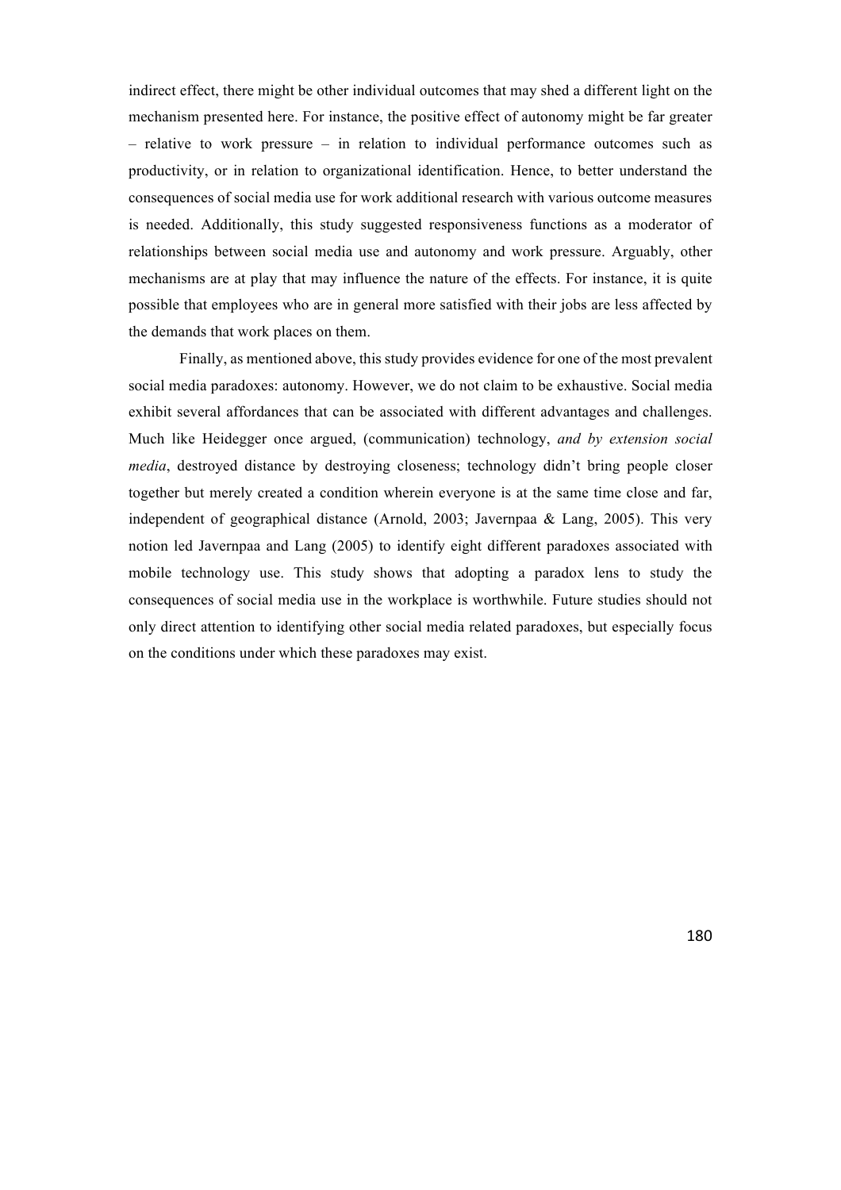indirect effect, there might be other individual outcomes that may shed a different light on the mechanism presented here. For instance, the positive effect of autonomy might be far greater – relative to work pressure – in relation to individual performance outcomes such as productivity, or in relation to organizational identification. Hence, to better understand the consequences of social media use for work additional research with various outcome measures is needed. Additionally, this study suggested responsiveness functions as a moderator of relationships between social media use and autonomy and work pressure. Arguably, other mechanisms are at play that may influence the nature of the effects. For instance, it is quite possible that employees who are in general more satisfied with their jobs are less affected by the demands that work places on them.

Finally, as mentioned above, this study provides evidence for one of the most prevalent social media paradoxes: autonomy. However, we do not claim to be exhaustive. Social media exhibit several affordances that can be associated with different advantages and challenges. Much like Heidegger once argued, (communication) technology, *and by extension social media*, destroyed distance by destroying closeness; technology didn't bring people closer together but merely created a condition wherein everyone is at the same time close and far, independent of geographical distance (Arnold, 2003; Javernpaa & Lang, 2005). This very notion led Javernpaa and Lang (2005) to identify eight different paradoxes associated with mobile technology use. This study shows that adopting a paradox lens to study the consequences of social media use in the workplace is worthwhile. Future studies should not only direct attention to identifying other social media related paradoxes, but especially focus on the conditions under which these paradoxes may exist.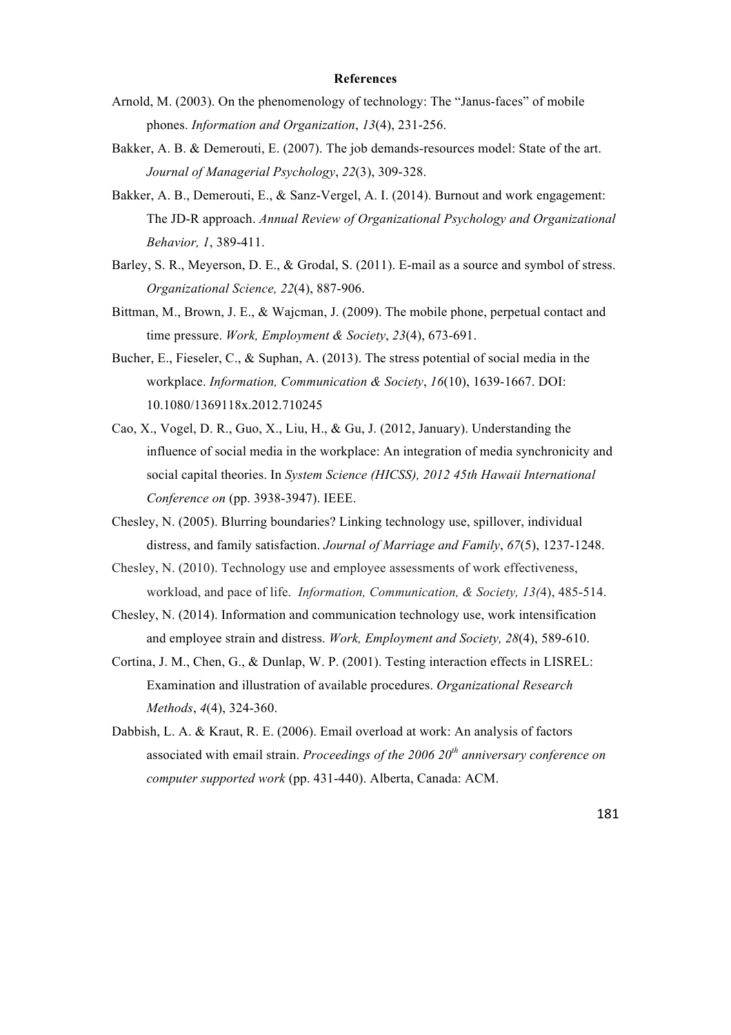# References

Arnold, M. (2003). On the phenomenology of technology: The "Janus-faces" of mobile phones. *Information and Organization*, *13*(4), 231-256.

Bakker, A. B. & Demerouti, E. (2007). The job demands-resources model: State of the art. *Journal of Managerial Psychology*, *22*(3), 309-328.

Bakker, A. B., Demerouti, E., & Sanz-Vergel, A. I. (2014). Burnout and work engagement: The JD-R approach. *Annual Review of Organizational Psychology and Organizational Behavior, 1*, 389-411.

Barley, S. R., Meyerson, D. E., & Grodal, S. (2011). E-mail as a source and symbol of stress. *Organizational Science, 22*(4), 887-906.

Bittman, M., Brown, J. E., & Wajcman, J. (2009). The mobile phone, perpetual contact and time pressure. *Work, Employment & Society*, *23*(4), 673-691.

Bucher, E., Fieseler, C., & Suphan, A. (2013). The stress potential of social media in the workplace. *Information, Communication & Society*, *16*(10), 1639-1667. DOI: 10.1080/1369118x.2012.710245

Cao, X., Vogel, D. R., Guo, X., Liu, H., & Gu, J. (2012, January). Understanding the influence of social media in the workplace: An integration of media synchronicity and social capital theories. In *System Science (HICSS), 2012 45th Hawaii International Conference on* (pp. 3938-3947). IEEE.

Chesley, N. (2005). Blurring boundaries? Linking technology use, spillover, individual distress, and family satisfaction. *Journal of Marriage and Family*, *67*(5), 1237-1248.

Chesley, N. (2010). Technology use and employee assessments of work effectiveness, workload, and pace of life. *Information, Communication, & Society, 13(*4), 485-514.

Chesley, N. (2014). Information and communication technology use, work intensification and employee strain and distress. *Work, Employment and Society, 28*(4), 589-610.

Cortina, J. M., Chen, G., & Dunlap, W. P. (2001). Testing interaction effects in LISREL: Examination and illustration of available procedures. *Organizational Research Methods*, *4*(4), 324-360.

Dabbish, L. A. & Kraut, R. E. (2006). Email overload at work: An analysis of factors associated with email strain. *Proceedings of the 2006 20th anniversary conference on computer supported work* (pp. 431-440). Alberta, Canada: ACM.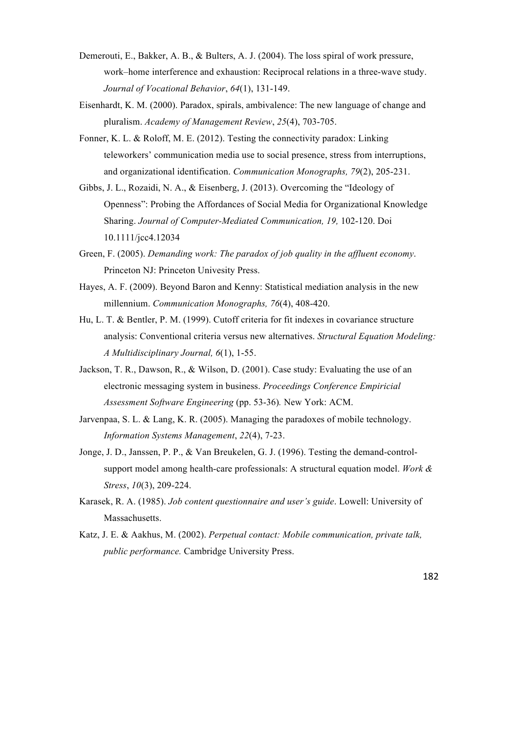Demerouti, E., Bakker, A. B., & Bulters, A. J. (2004). The loss spiral of work pressure, work–home interference and exhaustion: Reciprocal relations in a three-wave study. *Journal of Vocational Behavior*, *64*(1), 131-149.

Eisenhardt, K. M. (2000). Paradox, spirals, ambivalence: The new language of change and pluralism. *Academy of Management Review*, *25*(4), 703-705.

Fonner, K. L. & Roloff, M. E. (2012). Testing the connectivity paradox: Linking teleworkers' communication media use to social presence, stress from interruptions, and organizational identification. *Communication Monographs, 79*(2), 205-231.

Gibbs, J. L., Rozaidi, N. A., & Eisenberg, J. (2013). Overcoming the "Ideology of Openness": Probing the Affordances of Social Media for Organizational Knowledge Sharing. *Journal of Computer-Mediated Communication, 19,* 102-120. Doi 10.1111/jcc4.12034

Green, F. (2005). *Demanding work: The paradox of job quality in the affluent economy*. Princeton NJ: Princeton Univesity Press.

Hayes, A. F. (2009). Beyond Baron and Kenny: Statistical mediation analysis in the new millennium. *Communication Monographs, 76*(4), 408-420.

Hu, L. T. & Bentler, P. M. (1999). Cutoff criteria for fit indexes in covariance structure analysis: Conventional criteria versus new alternatives. *Structural Equation Modeling: A Multidisciplinary Journal, 6*(1), 1-55.

Jackson, T. R., Dawson, R., & Wilson, D. (2001). Case study: Evaluating the use of an electronic messaging system in business. *Proceedings Conference Empiricial Assessment Software Engineering* (pp. 53-36)*.* New York: ACM.

Jarvenpaa, S. L. & Lang, K. R. (2005). Managing the paradoxes of mobile technology. *Information Systems Management*, *22*(4), 7-23.

Jonge, J. D., Janssen, P. P., & Van Breukelen, G. J. (1996). Testing the demand-control-support model among health-care professionals: A structural equation model. *Work & Stress*, *10*(3), 209-224.

Karasek, R. A. (1985). *Job content questionnaire and user's guide*. Lowell: University of Massachusetts.

Katz, J. E. & Aakhus, M. (2002). *Perpetual contact: Mobile communication, private talk, public performance.* Cambridge University Press.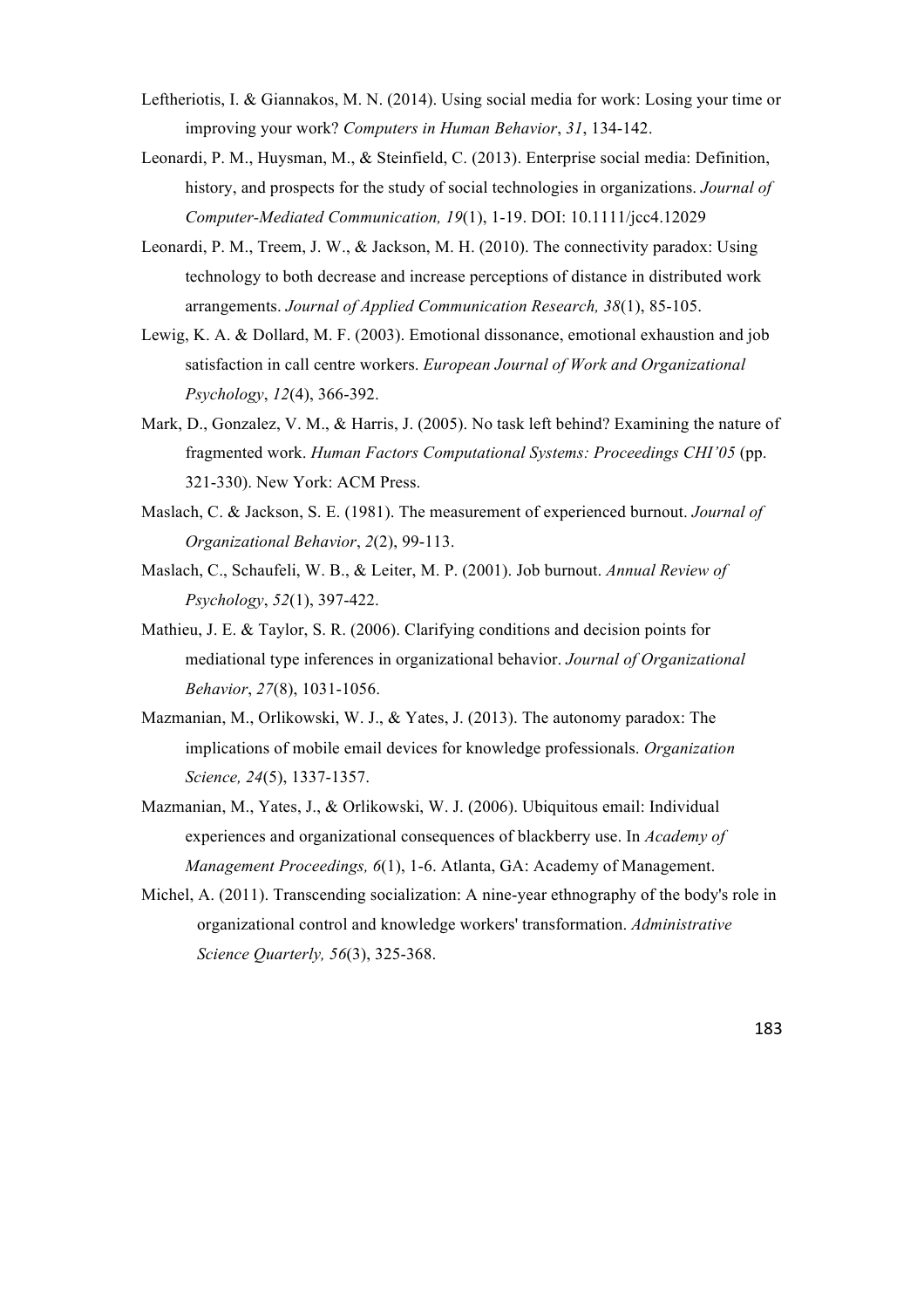Leftheriotis, I. & Giannakos, M. N. (2014). Using social media for work: Losing your time or improving your work? *Computers in Human Behavior*, *31*, 134-142.

Leonardi, P. M., Huysman, M., & Steinfield, C. (2013). Enterprise social media: Definition, history, and prospects for the study of social technologies in organizations. *Journal of Computer-Mediated Communication, 19*(1), 1-19. DOI: 10.1111/jcc4.12029

Leonardi, P. M., Treem, J. W., & Jackson, M. H. (2010). The connectivity paradox: Using technology to both decrease and increase perceptions of distance in distributed work arrangements. *Journal of Applied Communication Research, 38*(1), 85-105.

Lewig, K. A. & Dollard, M. F. (2003). Emotional dissonance, emotional exhaustion and job satisfaction in call centre workers. *European Journal of Work and Organizational Psychology*, *12*(4), 366-392.

Mark, D., Gonzalez, V. M., & Harris, J. (2005). No task left behind? Examining the nature of fragmented work. *Human Factors Computational Systems: Proceedings CHI'05* (pp. 321-330). New York: ACM Press.

Maslach, C. & Jackson, S. E. (1981). The measurement of experienced burnout. *Journal of Organizational Behavior*, *2*(2), 99-113.

Maslach, C., Schaufeli, W. B., & Leiter, M. P. (2001). Job burnout. *Annual Review of Psychology*, *52*(1), 397-422.

Mathieu, J. E. & Taylor, S. R. (2006). Clarifying conditions and decision points for mediational type inferences in organizational behavior. *Journal of Organizational Behavior*, *27*(8), 1031-1056.

Mazmanian, M., Orlikowski, W. J., & Yates, J. (2013). The autonomy paradox: The implications of mobile email devices for knowledge professionals. *Organization Science, 24*(5), 1337-1357.

Mazmanian, M., Yates, J., & Orlikowski, W. J. (2006). Ubiquitous email: Individual experiences and organizational consequences of blackberry use. In *Academy of Management Proceedings, 6*(1), 1-6. Atlanta, GA: Academy of Management.

Michel, A. (2011). Transcending socialization: A nine-year ethnography of the body's role in organizational control and knowledge workers' transformation. *Administrative Science Quarterly, 56*(3), 325-368.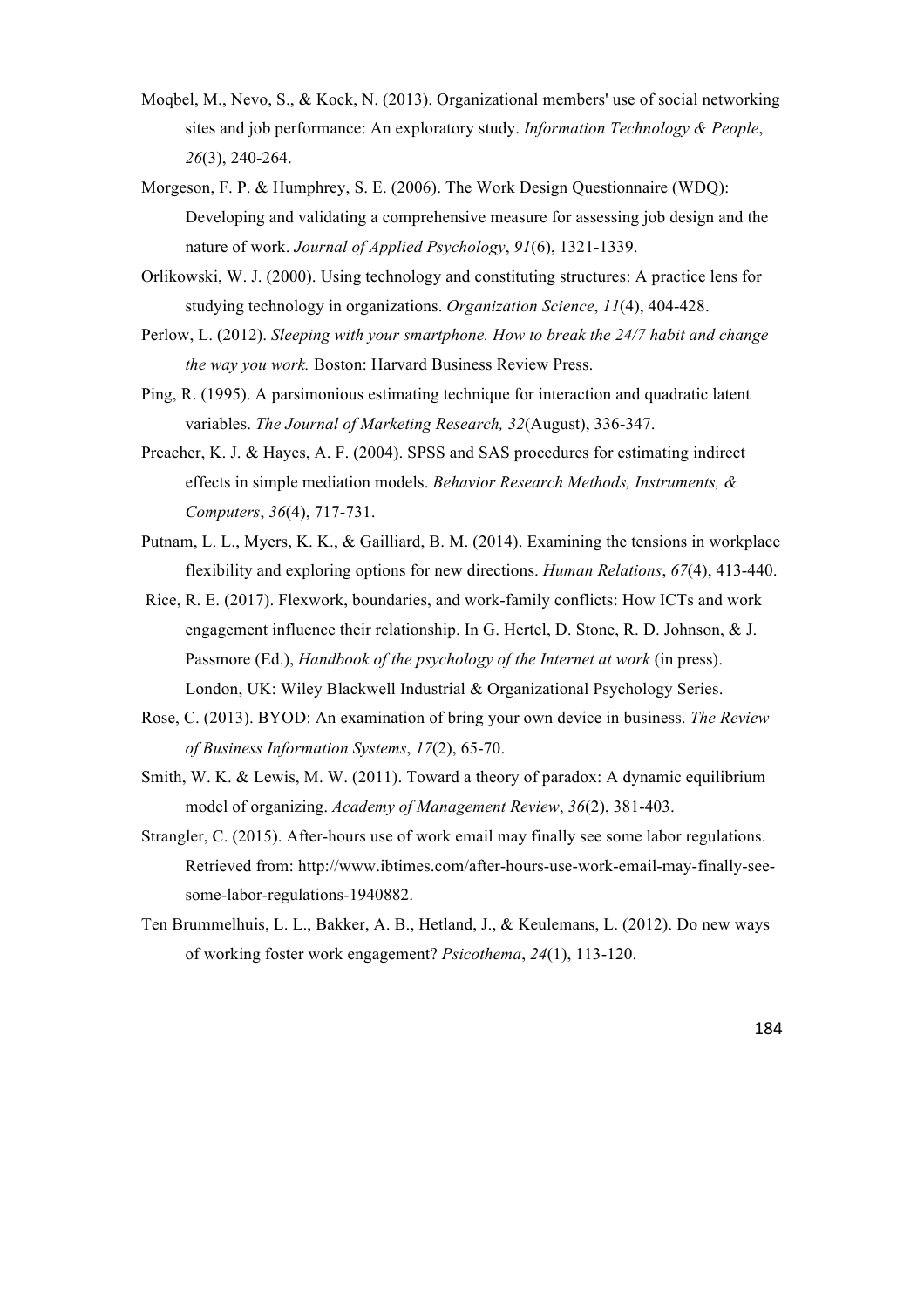Moqbel, M., Nevo, S., & Kock, N. (2013). Organizational members' use of social networking sites and job performance: An exploratory study. *Information Technology & People*, *26*(3), 240-264.

Morgeson, F. P. & Humphrey, S. E. (2006). The Work Design Questionnaire (WDQ): Developing and validating a comprehensive measure for assessing job design and the nature of work. *Journal of Applied Psychology*, *91*(6), 1321-1339.

Orlikowski, W. J. (2000). Using technology and constituting structures: A practice lens for studying technology in organizations. *Organization Science*, *11*(4), 404-428.

Perlow, L. (2012). *Sleeping with your smartphone. How to break the 24/7 habit and change the way you work.* Boston: Harvard Business Review Press.

Ping, R. (1995). A parsimonious estimating technique for interaction and quadratic latent variables. *The Journal of Marketing Research, 32*(August), 336-347.

Preacher, K. J. & Hayes, A. F. (2004). SPSS and SAS procedures for estimating indirect effects in simple mediation models. *Behavior Research Methods, Instruments, & Computers*, *36*(4), 717-731.

Putnam, L. L., Myers, K. K., & Gailliard, B. M. (2014). Examining the tensions in workplace flexibility and exploring options for new directions. *Human Relations*, *67*(4), 413-440.

Rice, R. E. (2017). Flexwork, boundaries, and work-family conflicts: How ICTs and work engagement influence their relationship. In G. Hertel, D. Stone, R. D. Johnson, & J. Passmore (Ed.), *Handbook of the psychology of the Internet at work* (in press). London, UK: Wiley Blackwell Industrial & Organizational Psychology Series.

Rose, C. (2013). BYOD: An examination of bring your own device in business. *The Review of Business Information Systems*, *17*(2), 65-70.

Smith, W. K. & Lewis, M. W. (2011). Toward a theory of paradox: A dynamic equilibrium model of organizing. *Academy of Management Review*, *36*(2), 381-403.

Strangler, C. (2015). After-hours use of work email may finally see some labor regulations. Retrieved from: http://www.ibtimes.com/after-hours-use-work-email-may-finally-see-some-labor-regulations-1940882.

Ten Brummelhuis, L. L., Bakker, A. B., Hetland, J., & Keulemans, L. (2012). Do new ways of working foster work engagement? *Psicothema*, *24*(1), 113-120.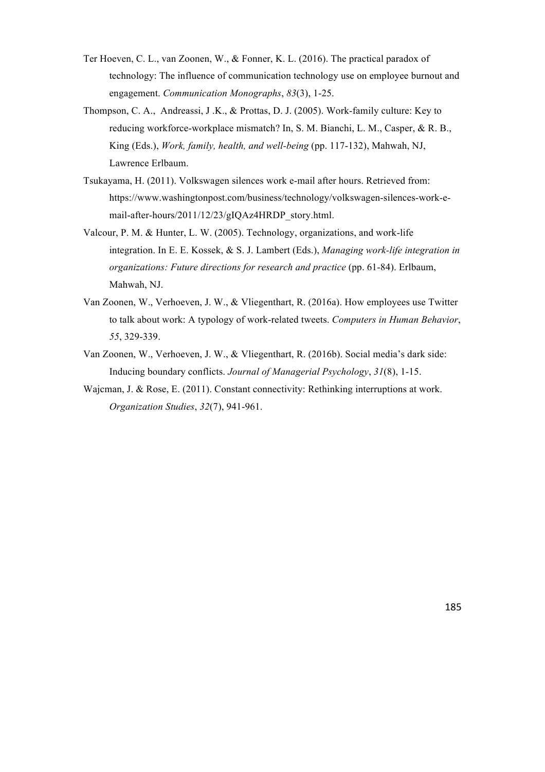Ter Hoeven, C. L., van Zoonen, W., & Fonner, K. L. (2016). The practical paradox of technology: The influence of communication technology use on employee burnout and engagement. *Communication Monographs*, *83*(3), 1-25.

Thompson, C. A., Andreassi, J .K., & Prottas, D. J. (2005). Work-family culture: Key to reducing workforce-workplace mismatch? In, S. M. Bianchi, L. M., Casper, & R. B., King (Eds.), *Work, family, health, and well-being* (pp. 117-132), Mahwah, NJ, Lawrence Erlbaum.

Tsukayama, H. (2011). Volkswagen silences work e-mail after hours. Retrieved from: https://www.washingtonpost.com/business/technology/volkswagen-silences-work-e-mail-after-hours/2011/12/23/gIQAz4HRDP_story.html.

Valcour, P. M. & Hunter, L. W. (2005). Technology, organizations, and work-life integration. In E. E. Kossek, & S. J. Lambert (Eds.), *Managing work-life integration in organizations: Future directions for research and practice* (pp. 61-84). Erlbaum, Mahwah, NJ.

Van Zoonen, W., Verhoeven, J. W., & Vliegenthart, R. (2016a). How employees use Twitter to talk about work: A typology of work-related tweets. *Computers in Human Behavior*, *55*, 329-339.

Van Zoonen, W., Verhoeven, J. W., & Vliegenthart, R. (2016b). Social media's dark side: Inducing boundary conflicts. *Journal of Managerial Psychology*, *31*(8), 1-15.

Wajcman, J. & Rose, E. (2011). Constant connectivity: Rethinking interruptions at work. *Organization Studies*, *32*(7), 941-961.